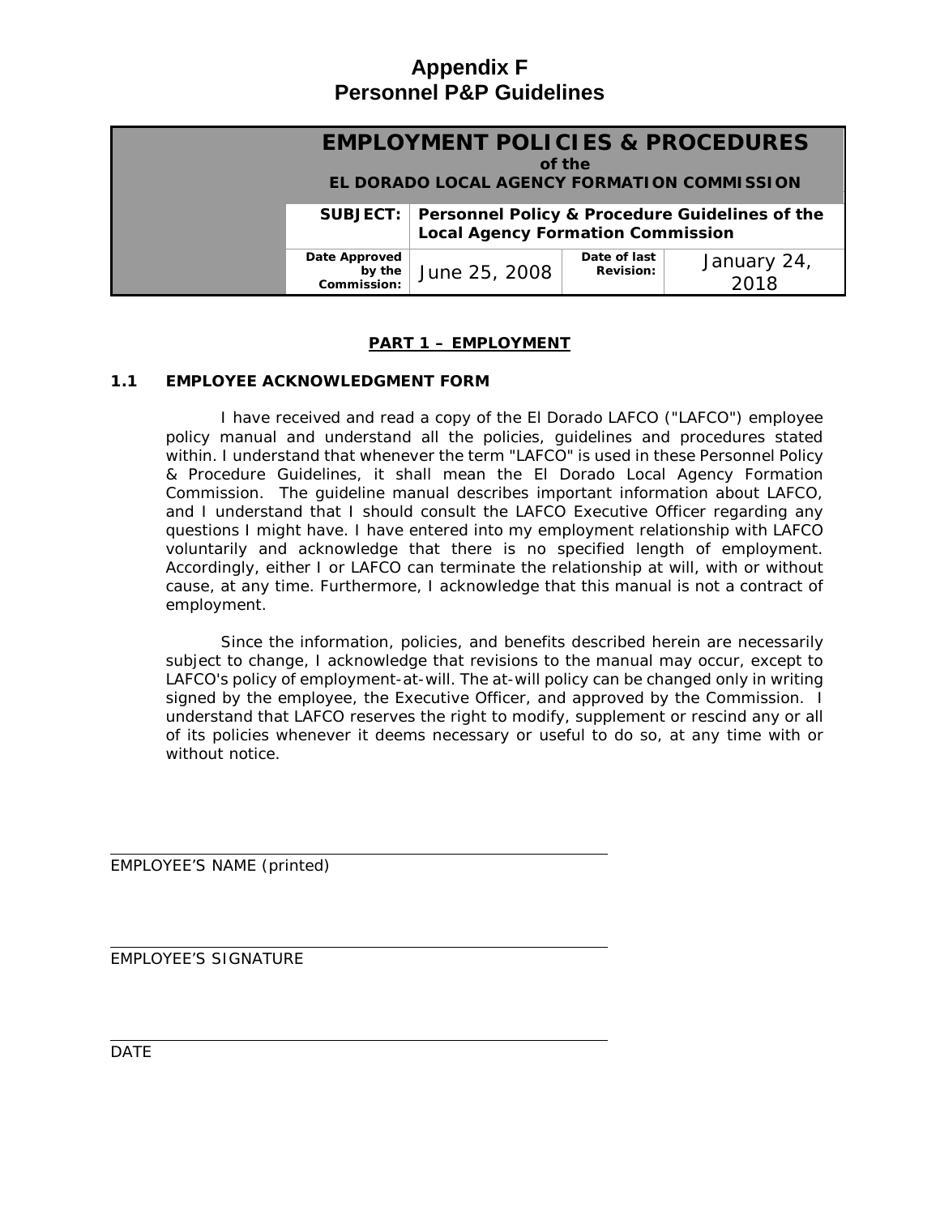# Appendix F
# Personnel P&P Guidelines

| EMPLOYMENT POLICIES & PROCEDURES of the EL DORADO LOCAL AGENCY FORMATION COMMISSION | | | |
|---|---|---|---|
| **SUBJECT:** | **Personnel Policy & Procedure Guidelines of the Local Agency Formation Commission** | | |
| **Date Approved by the Commission:** | June 25, 2008 | **Date of last Revision:** | January 24, 2018 |

## PART 1 – EMPLOYMENT

### 1.1 EMPLOYEE ACKNOWLEDGMENT FORM

I have received and read a copy of the El Dorado LAFCO ("LAFCO") employee policy manual and understand all the policies, guidelines and procedures stated within. I understand that whenever the term "LAFCO" is used in these Personnel Policy & Procedure Guidelines, it shall mean the El Dorado Local Agency Formation Commission. The guideline manual describes important information about LAFCO, and I understand that I should consult the LAFCO Executive Officer regarding any questions I might have. I have entered into my employment relationship with LAFCO voluntarily and acknowledge that there is no specified length of employment. Accordingly, either I or LAFCO can terminate the relationship at will, with or without cause, at any time. Furthermore, I acknowledge that this manual is not a contract of employment.

Since the information, policies, and benefits described herein are necessarily subject to change, I acknowledge that revisions to the manual may occur, except to LAFCO's policy of employment-at-will. The at-will policy can be changed only in writing signed by the employee, the Executive Officer, and approved by the Commission. I understand that LAFCO reserves the right to modify, supplement or rescind any or all of its policies whenever it deems necessary or useful to do so, at any time with or without notice.

EMPLOYEE'S NAME (printed)

EMPLOYEE'S SIGNATURE

DATE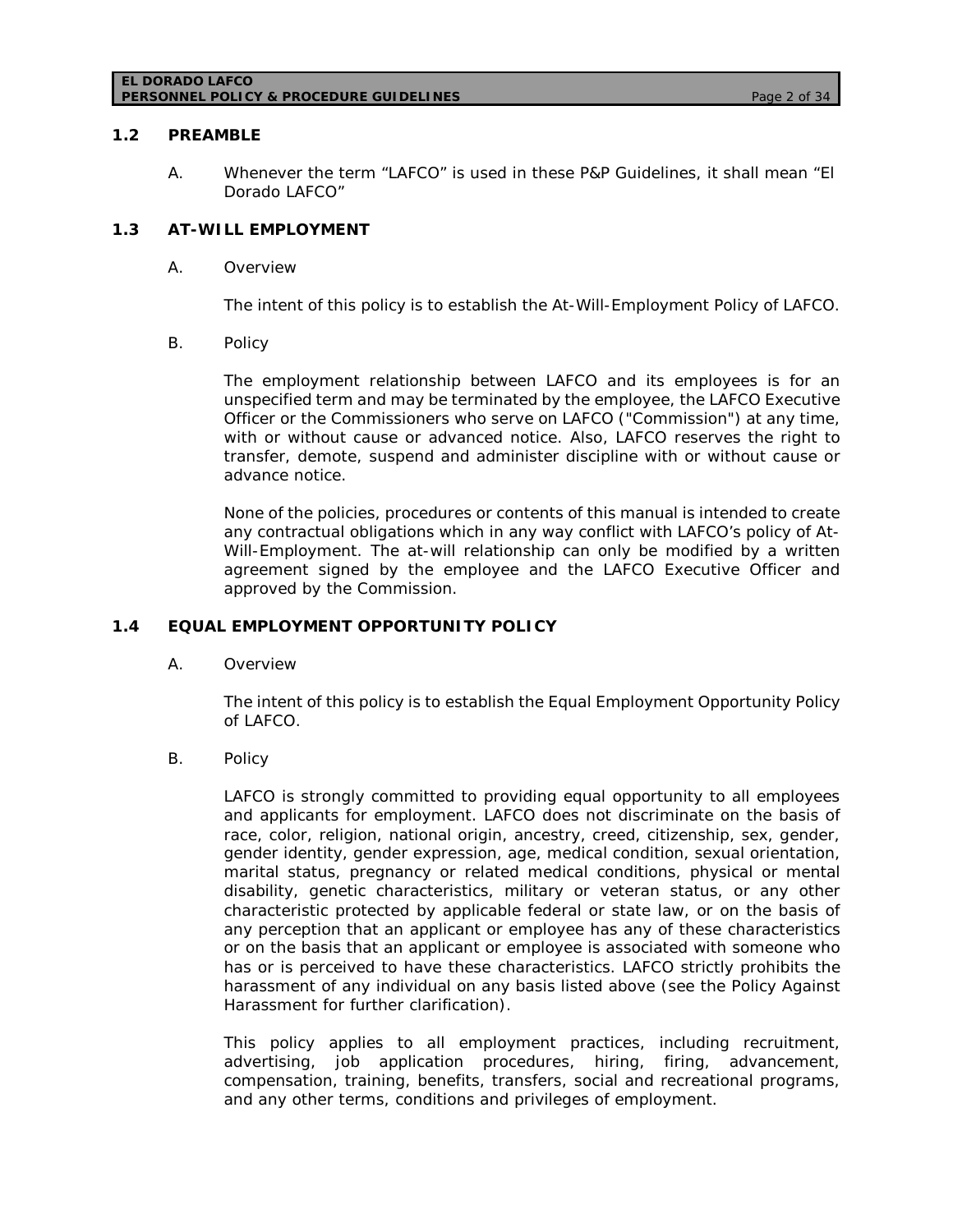## 1.2 PREAMBLE

A. Whenever the term “LAFCO” is used in these P&P Guidelines, it shall mean “El Dorado LAFCO”

## 1.3 AT-WILL EMPLOYMENT

A. Overview

The intent of this policy is to establish the At-Will-Employment Policy of LAFCO.

B. Policy

The employment relationship between LAFCO and its employees is for an unspecified term and may be terminated by the employee, the LAFCO Executive Officer or the Commissioners who serve on LAFCO ("Commission") at any time, with or without cause or advanced notice. Also, LAFCO reserves the right to transfer, demote, suspend and administer discipline with or without cause or advance notice.

None of the policies, procedures or contents of this manual is intended to create any contractual obligations which in any way conflict with LAFCO’s policy of At-Will-Employment. The at-will relationship can only be modified by a written agreement signed by the employee and the LAFCO Executive Officer and approved by the Commission.

## 1.4 EQUAL EMPLOYMENT OPPORTUNITY POLICY

A. Overview

The intent of this policy is to establish the Equal Employment Opportunity Policy of LAFCO.

B. Policy

LAFCO is strongly committed to providing equal opportunity to all employees and applicants for employment. LAFCO does not discriminate on the basis of race, color, religion, national origin, ancestry, creed, citizenship, sex, gender, gender identity, gender expression, age, medical condition, sexual orientation, marital status, pregnancy or related medical conditions, physical or mental disability, genetic characteristics, military or veteran status, or any other characteristic protected by applicable federal or state law, or on the basis of any perception that an applicant or employee has any of these characteristics or on the basis that an applicant or employee is associated with someone who has or is perceived to have these characteristics. LAFCO strictly prohibits the harassment of any individual on any basis listed above (see the Policy Against Harassment for further clarification).

This policy applies to all employment practices, including recruitment, advertising, job application procedures, hiring, firing, advancement, compensation, training, benefits, transfers, social and recreational programs, and any other terms, conditions and privileges of employment.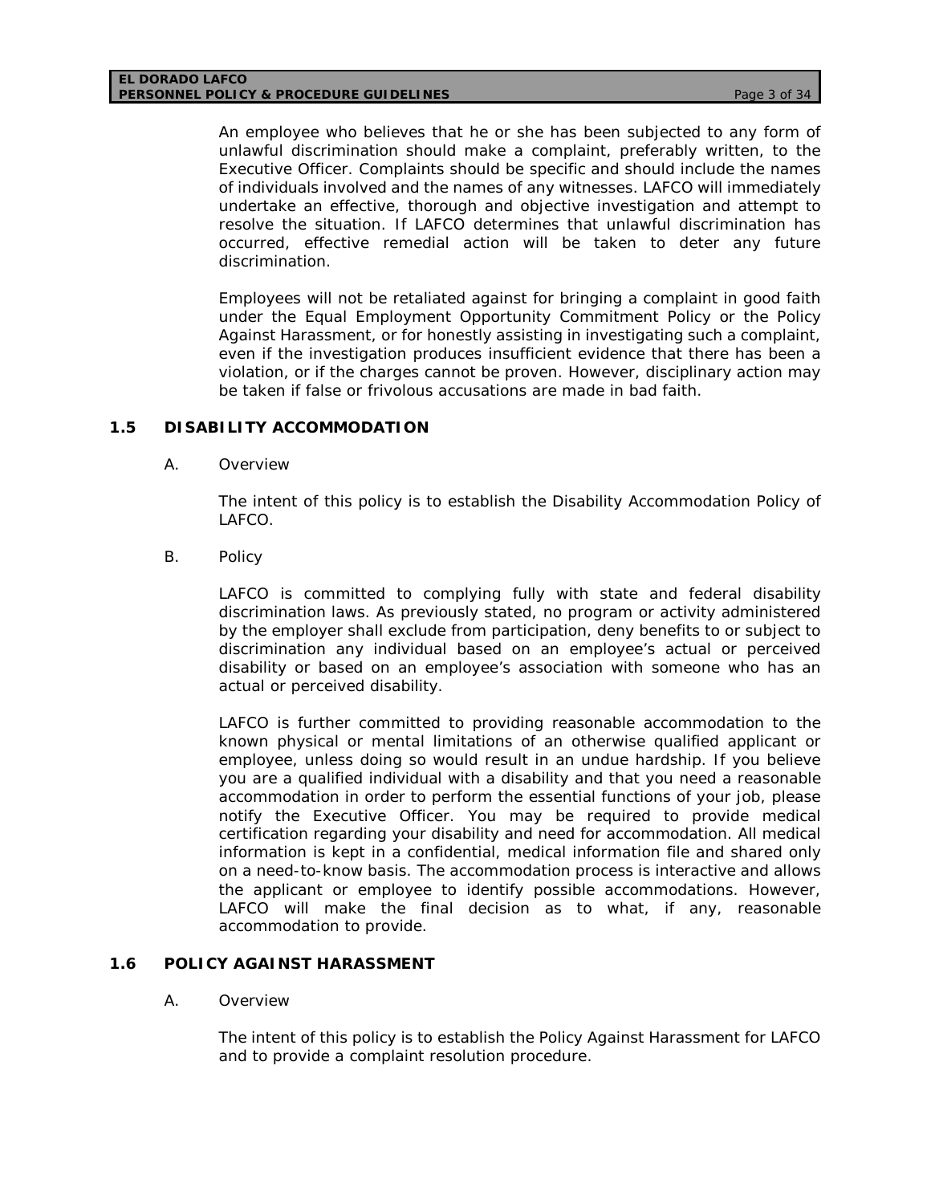An employee who believes that he or she has been subjected to any form of unlawful discrimination should make a complaint, preferably written, to the Executive Officer. Complaints should be specific and should include the names of individuals involved and the names of any witnesses. LAFCO will immediately undertake an effective, thorough and objective investigation and attempt to resolve the situation. If LAFCO determines that unlawful discrimination has occurred, effective remedial action will be taken to deter any future discrimination.

Employees will not be retaliated against for bringing a complaint in good faith under the Equal Employment Opportunity Commitment Policy or the Policy Against Harassment, or for honestly assisting in investigating such a complaint, even if the investigation produces insufficient evidence that there has been a violation, or if the charges cannot be proven. However, disciplinary action may be taken if false or frivolous accusations are made in bad faith.

## 1.5 DISABILITY ACCOMMODATION

A. Overview

The intent of this policy is to establish the Disability Accommodation Policy of LAFCO.

B. Policy

LAFCO is committed to complying fully with state and federal disability discrimination laws. As previously stated, no program or activity administered by the employer shall exclude from participation, deny benefits to or subject to discrimination any individual based on an employee's actual or perceived disability or based on an employee's association with someone who has an actual or perceived disability.

LAFCO is further committed to providing reasonable accommodation to the known physical or mental limitations of an otherwise qualified applicant or employee, unless doing so would result in an undue hardship. If you believe you are a qualified individual with a disability and that you need a reasonable accommodation in order to perform the essential functions of your job, please notify the Executive Officer. You may be required to provide medical certification regarding your disability and need for accommodation. All medical information is kept in a confidential, medical information file and shared only on a need-to-know basis. The accommodation process is interactive and allows the applicant or employee to identify possible accommodations. However, LAFCO will make the final decision as to what, if any, reasonable accommodation to provide.

## 1.6 POLICY AGAINST HARASSMENT

A. Overview

The intent of this policy is to establish the Policy Against Harassment for LAFCO and to provide a complaint resolution procedure.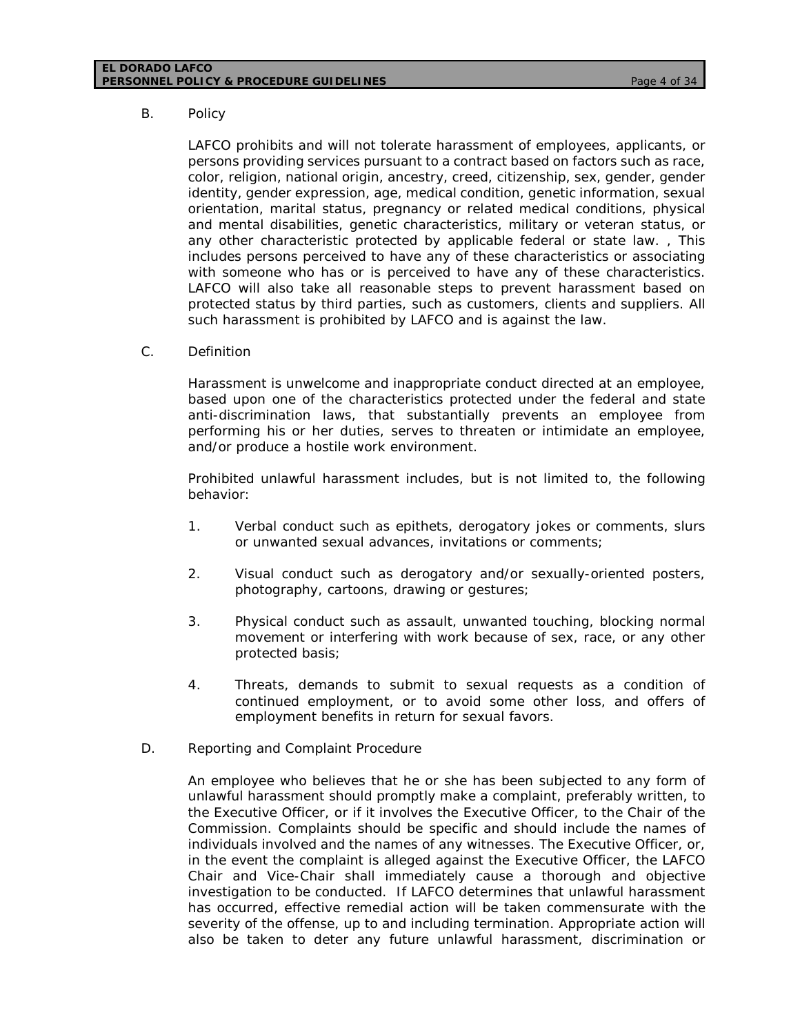B. Policy

LAFCO prohibits and will not tolerate harassment of employees, applicants, or persons providing services pursuant to a contract based on factors such as race, color, religion, national origin, ancestry, creed, citizenship, sex, gender, gender identity, gender expression, age, medical condition, genetic information, sexual orientation, marital status, pregnancy or related medical conditions, physical and mental disabilities, genetic characteristics, military or veteran status, or any other characteristic protected by applicable federal or state law. , This includes persons perceived to have any of these characteristics or associating with someone who has or is perceived to have any of these characteristics. LAFCO will also take all reasonable steps to prevent harassment based on protected status by third parties, such as customers, clients and suppliers. All such harassment is prohibited by LAFCO and is against the law.

C. Definition

Harassment is unwelcome and inappropriate conduct directed at an employee, based upon one of the characteristics protected under the federal and state anti-discrimination laws, that substantially prevents an employee from performing his or her duties, serves to threaten or intimidate an employee, and/or produce a hostile work environment.

Prohibited unlawful harassment includes, but is not limited to, the following behavior:

1. Verbal conduct such as epithets, derogatory jokes or comments, slurs or unwanted sexual advances, invitations or comments;
2. Visual conduct such as derogatory and/or sexually-oriented posters, photography, cartoons, drawing or gestures;
3. Physical conduct such as assault, unwanted touching, blocking normal movement or interfering with work because of sex, race, or any other protected basis;
4. Threats, demands to submit to sexual requests as a condition of continued employment, or to avoid some other loss, and offers of employment benefits in return for sexual favors.

D. Reporting and Complaint Procedure

An employee who believes that he or she has been subjected to any form of unlawful harassment should promptly make a complaint, preferably written, to the Executive Officer, or if it involves the Executive Officer, to the Chair of the Commission. Complaints should be specific and should include the names of individuals involved and the names of any witnesses. The Executive Officer, or, in the event the complaint is alleged against the Executive Officer, the LAFCO Chair and Vice-Chair shall immediately cause a thorough and objective investigation to be conducted. If LAFCO determines that unlawful harassment has occurred, effective remedial action will be taken commensurate with the severity of the offense, up to and including termination. Appropriate action will also be taken to deter any future unlawful harassment, discrimination or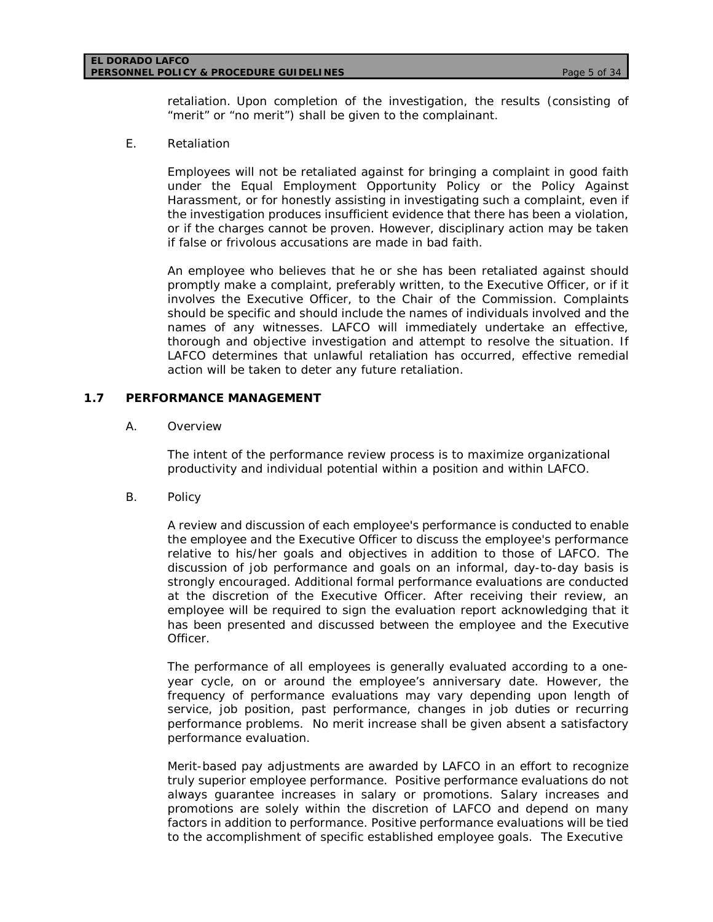retaliation. Upon completion of the investigation, the results (consisting of "merit" or "no merit") shall be given to the complainant.

E. Retaliation

Employees will not be retaliated against for bringing a complaint in good faith under the Equal Employment Opportunity Policy or the Policy Against Harassment, or for honestly assisting in investigating such a complaint, even if the investigation produces insufficient evidence that there has been a violation, or if the charges cannot be proven. However, disciplinary action may be taken if false or frivolous accusations are made in bad faith.

An employee who believes that he or she has been retaliated against should promptly make a complaint, preferably written, to the Executive Officer, or if it involves the Executive Officer, to the Chair of the Commission. Complaints should be specific and should include the names of individuals involved and the names of any witnesses. LAFCO will immediately undertake an effective, thorough and objective investigation and attempt to resolve the situation. If LAFCO determines that unlawful retaliation has occurred, effective remedial action will be taken to deter any future retaliation.

## 1.7 PERFORMANCE MANAGEMENT

A. Overview

The intent of the performance review process is to maximize organizational productivity and individual potential within a position and within LAFCO.

B. Policy

A review and discussion of each employee's performance is conducted to enable the employee and the Executive Officer to discuss the employee's performance relative to his/her goals and objectives in addition to those of LAFCO. The discussion of job performance and goals on an informal, day-to-day basis is strongly encouraged. Additional formal performance evaluations are conducted at the discretion of the Executive Officer. After receiving their review, an employee will be required to sign the evaluation report acknowledging that it has been presented and discussed between the employee and the Executive Officer.

The performance of all employees is generally evaluated according to a one-year cycle, on or around the employee's anniversary date. However, the frequency of performance evaluations may vary depending upon length of service, job position, past performance, changes in job duties or recurring performance problems. No merit increase shall be given absent a satisfactory performance evaluation.

Merit-based pay adjustments are awarded by LAFCO in an effort to recognize truly superior employee performance. Positive performance evaluations do not always guarantee increases in salary or promotions. Salary increases and promotions are solely within the discretion of LAFCO and depend on many factors in addition to performance. Positive performance evaluations will be tied to the accomplishment of specific established employee goals. The Executive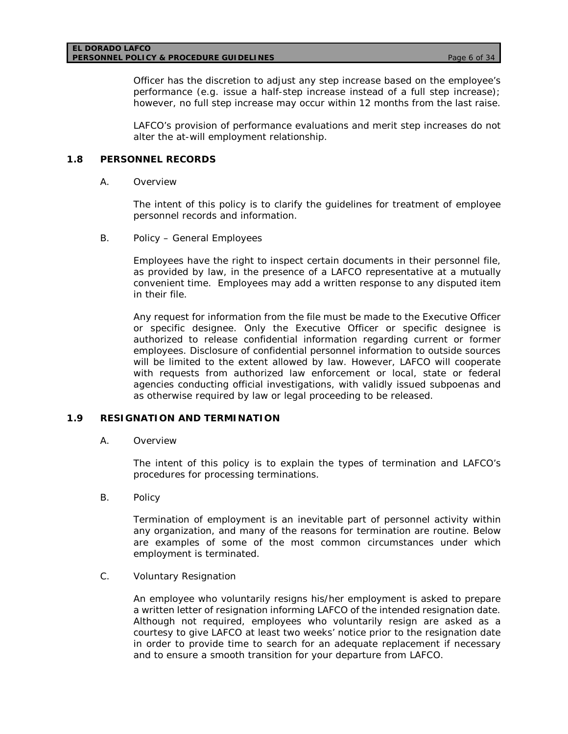Officer has the discretion to adjust any step increase based on the employee's performance (e.g. issue a half-step increase instead of a full step increase); however, no full step increase may occur within 12 months from the last raise.

LAFCO's provision of performance evaluations and merit step increases do not alter the at-will employment relationship.

## 1.8 PERSONNEL RECORDS

A. Overview

The intent of this policy is to clarify the guidelines for treatment of employee personnel records and information.

B. Policy – General Employees

Employees have the right to inspect certain documents in their personnel file, as provided by law, in the presence of a LAFCO representative at a mutually convenient time. Employees may add a written response to any disputed item in their file.

Any request for information from the file must be made to the Executive Officer or specific designee. Only the Executive Officer or specific designee is authorized to release confidential information regarding current or former employees. Disclosure of confidential personnel information to outside sources will be limited to the extent allowed by law. However, LAFCO will cooperate with requests from authorized law enforcement or local, state or federal agencies conducting official investigations, with validly issued subpoenas and as otherwise required by law or legal proceeding to be released.

## 1.9 RESIGNATION AND TERMINATION

A. Overview

The intent of this policy is to explain the types of termination and LAFCO's procedures for processing terminations.

B. Policy

Termination of employment is an inevitable part of personnel activity within any organization, and many of the reasons for termination are routine. Below are examples of some of the most common circumstances under which employment is terminated.

C. Voluntary Resignation

An employee who voluntarily resigns his/her employment is asked to prepare a written letter of resignation informing LAFCO of the intended resignation date. Although not required, employees who voluntarily resign are asked as a courtesy to give LAFCO at least two weeks' notice prior to the resignation date in order to provide time to search for an adequate replacement if necessary and to ensure a smooth transition for your departure from LAFCO.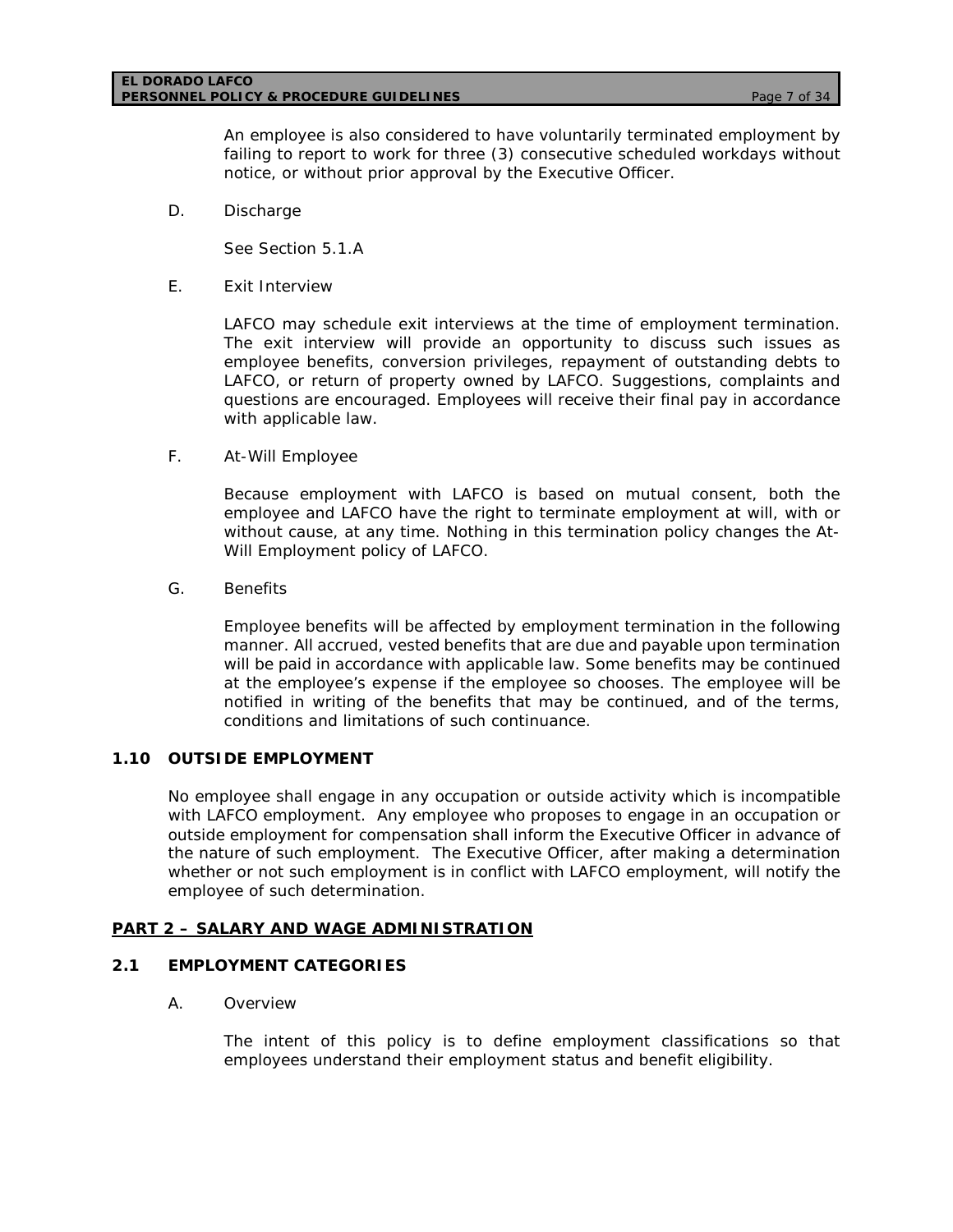An employee is also considered to have voluntarily terminated employment by failing to report to work for three (3) consecutive scheduled workdays without notice, or without prior approval by the Executive Officer.

D. Discharge

See Section 5.1.A

E. Exit Interview

LAFCO may schedule exit interviews at the time of employment termination. The exit interview will provide an opportunity to discuss such issues as employee benefits, conversion privileges, repayment of outstanding debts to LAFCO, or return of property owned by LAFCO. Suggestions, complaints and questions are encouraged. Employees will receive their final pay in accordance with applicable law.

F. At-Will Employee

Because employment with LAFCO is based on mutual consent, both the employee and LAFCO have the right to terminate employment at will, with or without cause, at any time. Nothing in this termination policy changes the At-Will Employment policy of LAFCO.

G. Benefits

Employee benefits will be affected by employment termination in the following manner. All accrued, vested benefits that are due and payable upon termination will be paid in accordance with applicable law. Some benefits may be continued at the employee's expense if the employee so chooses. The employee will be notified in writing of the benefits that may be continued, and of the terms, conditions and limitations of such continuance.

### 1.10 OUTSIDE EMPLOYMENT

No employee shall engage in any occupation or outside activity which is incompatible with LAFCO employment. Any employee who proposes to engage in an occupation or outside employment for compensation shall inform the Executive Officer in advance of the nature of such employment. The Executive Officer, after making a determination whether or not such employment is in conflict with LAFCO employment, will notify the employee of such determination.

## PART 2 – SALARY AND WAGE ADMINISTRATION

### 2.1 EMPLOYMENT CATEGORIES

A. Overview

The intent of this policy is to define employment classifications so that employees understand their employment status and benefit eligibility.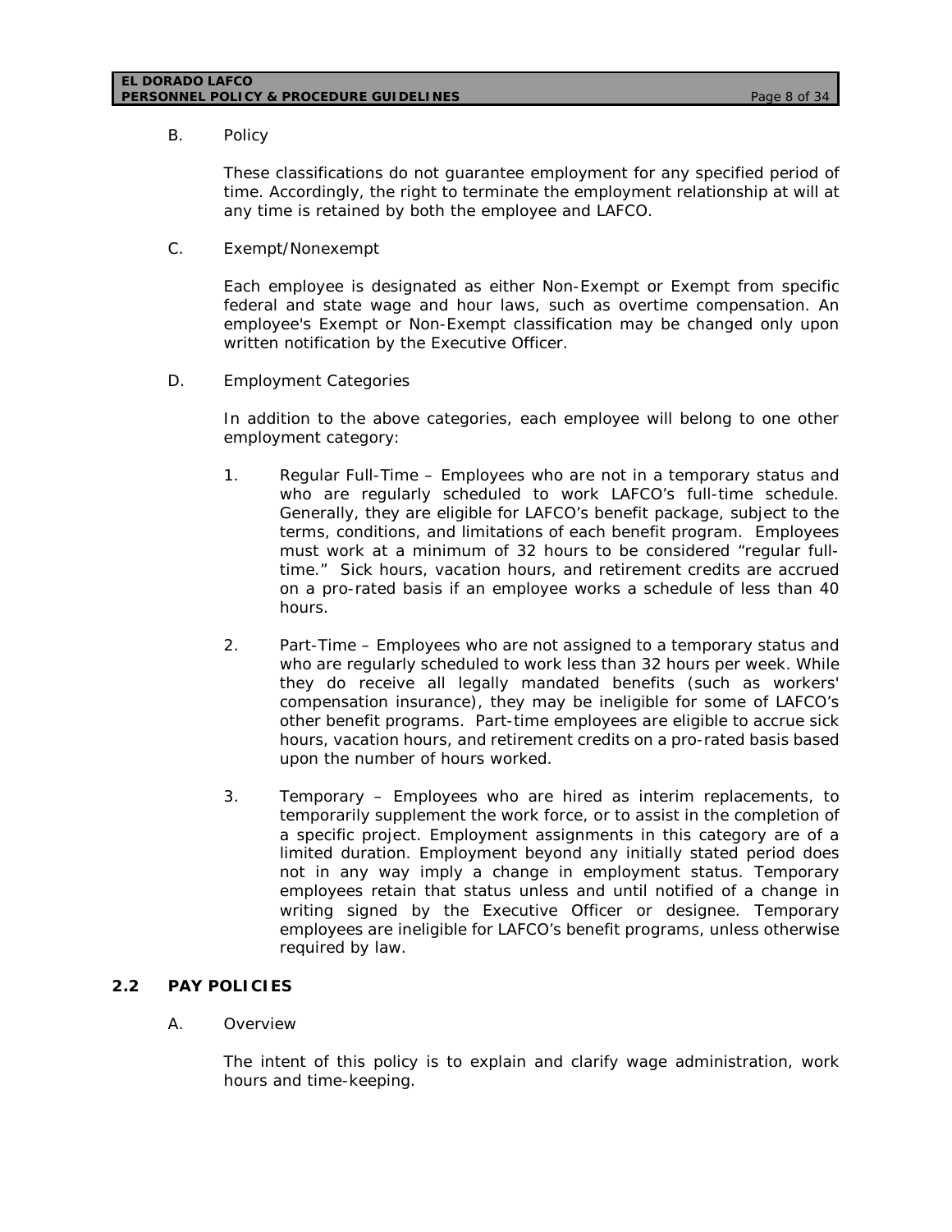B. Policy

These classifications do not guarantee employment for any specified period of time. Accordingly, the right to terminate the employment relationship at will at any time is retained by both the employee and LAFCO.

C. Exempt/Nonexempt

Each employee is designated as either Non-Exempt or Exempt from specific federal and state wage and hour laws, such as overtime compensation. An employee's Exempt or Non-Exempt classification may be changed only upon written notification by the Executive Officer.

D. Employment Categories

In addition to the above categories, each employee will belong to one other employment category:

1. Regular Full-Time – Employees who are not in a temporary status and who are regularly scheduled to work LAFCO's full-time schedule. Generally, they are eligible for LAFCO's benefit package, subject to the terms, conditions, and limitations of each benefit program. Employees must work at a minimum of 32 hours to be considered "regular full-time." Sick hours, vacation hours, and retirement credits are accrued on a pro-rated basis if an employee works a schedule of less than 40 hours.

2. Part-Time – Employees who are not assigned to a temporary status and who are regularly scheduled to work less than 32 hours per week. While they do receive all legally mandated benefits (such as workers' compensation insurance), they may be ineligible for some of LAFCO's other benefit programs. Part-time employees are eligible to accrue sick hours, vacation hours, and retirement credits on a pro-rated basis based upon the number of hours worked.

3. Temporary – Employees who are hired as interim replacements, to temporarily supplement the work force, or to assist in the completion of a specific project. Employment assignments in this category are of a limited duration. Employment beyond any initially stated period does not in any way imply a change in employment status. Temporary employees retain that status unless and until notified of a change in writing signed by the Executive Officer or designee. Temporary employees are ineligible for LAFCO's benefit programs, unless otherwise required by law.

## 2.2 PAY POLICIES

A. Overview

The intent of this policy is to explain and clarify wage administration, work hours and time-keeping.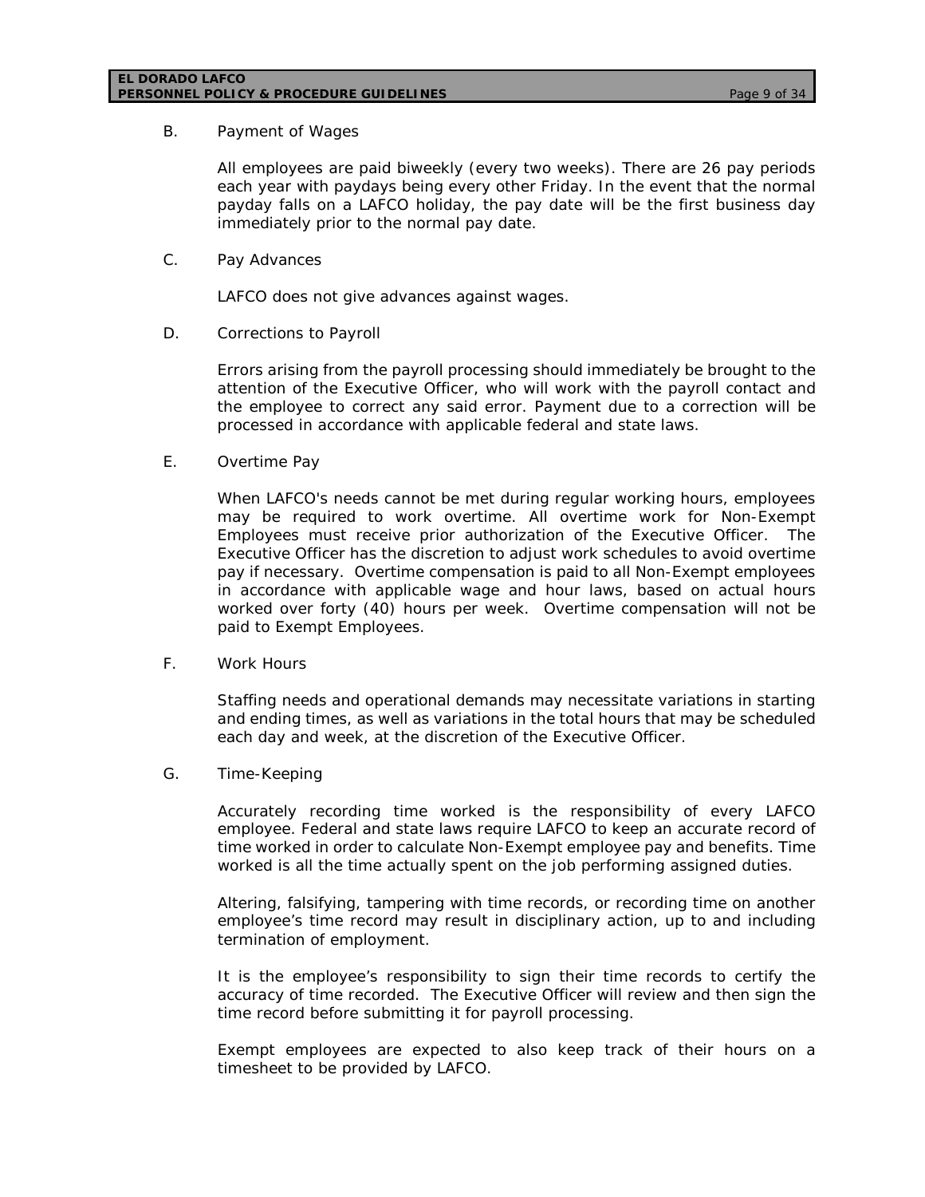B. Payment of Wages

All employees are paid biweekly (every two weeks). There are 26 pay periods each year with paydays being every other Friday. In the event that the normal payday falls on a LAFCO holiday, the pay date will be the first business day immediately prior to the normal pay date.

C. Pay Advances

LAFCO does not give advances against wages.

D. Corrections to Payroll

Errors arising from the payroll processing should immediately be brought to the attention of the Executive Officer, who will work with the payroll contact and the employee to correct any said error. Payment due to a correction will be processed in accordance with applicable federal and state laws.

E. Overtime Pay

When LAFCO's needs cannot be met during regular working hours, employees may be required to work overtime. All overtime work for Non-Exempt Employees must receive prior authorization of the Executive Officer. The Executive Officer has the discretion to adjust work schedules to avoid overtime pay if necessary. Overtime compensation is paid to all Non-Exempt employees in accordance with applicable wage and hour laws, based on actual hours worked over forty (40) hours per week. Overtime compensation will not be paid to Exempt Employees.

F. Work Hours

Staffing needs and operational demands may necessitate variations in starting and ending times, as well as variations in the total hours that may be scheduled each day and week, at the discretion of the Executive Officer.

G. Time-Keeping

Accurately recording time worked is the responsibility of every LAFCO employee. Federal and state laws require LAFCO to keep an accurate record of time worked in order to calculate Non-Exempt employee pay and benefits. Time worked is all the time actually spent on the job performing assigned duties.

Altering, falsifying, tampering with time records, or recording time on another employee's time record may result in disciplinary action, up to and including termination of employment.

It is the employee's responsibility to sign their time records to certify the accuracy of time recorded. The Executive Officer will review and then sign the time record before submitting it for payroll processing.

Exempt employees are expected to also keep track of their hours on a timesheet to be provided by LAFCO.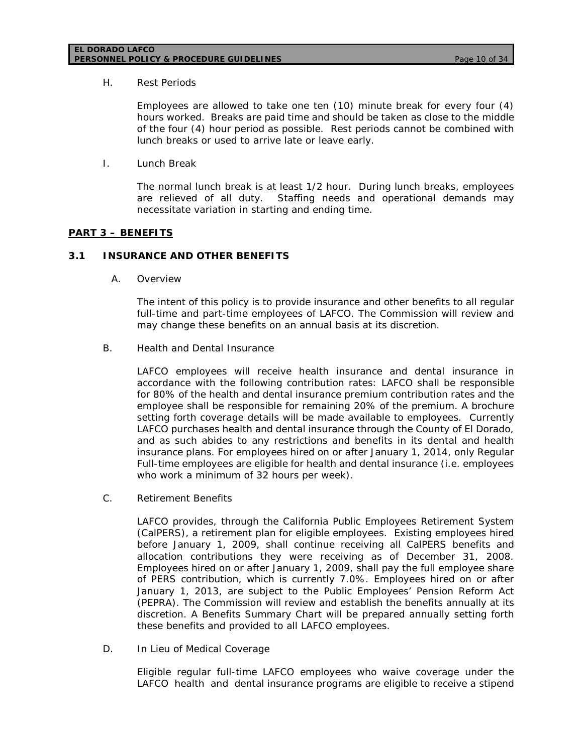H. Rest Periods

Employees are allowed to take one ten (10) minute break for every four (4) hours worked. Breaks are paid time and should be taken as close to the middle of the four (4) hour period as possible. Rest periods cannot be combined with lunch breaks or used to arrive late or leave early.

I. Lunch Break

The normal lunch break is at least 1/2 hour. During lunch breaks, employees are relieved of all duty. Staffing needs and operational demands may necessitate variation in starting and ending time.

## PART 3 – BENEFITS

### 3.1 INSURANCE AND OTHER BENEFITS

A. Overview

The intent of this policy is to provide insurance and other benefits to all regular full-time and part-time employees of LAFCO. The Commission will review and may change these benefits on an annual basis at its discretion.

B. Health and Dental Insurance

LAFCO employees will receive health insurance and dental insurance in accordance with the following contribution rates: LAFCO shall be responsible for 80% of the health and dental insurance premium contribution rates and the employee shall be responsible for remaining 20% of the premium. A brochure setting forth coverage details will be made available to employees. Currently LAFCO purchases health and dental insurance through the County of El Dorado, and as such abides to any restrictions and benefits in its dental and health insurance plans. For employees hired on or after January 1, 2014, only Regular Full-time employees are eligible for health and dental insurance (i.e. employees who work a minimum of 32 hours per week).

C. Retirement Benefits

LAFCO provides, through the California Public Employees Retirement System (CalPERS), a retirement plan for eligible employees. Existing employees hired before January 1, 2009, shall continue receiving all CalPERS benefits and allocation contributions they were receiving as of December 31, 2008. Employees hired on or after January 1, 2009, shall pay the full employee share of PERS contribution, which is currently 7.0%. Employees hired on or after January 1, 2013, are subject to the Public Employees' Pension Reform Act (PEPRA). The Commission will review and establish the benefits annually at its discretion. A Benefits Summary Chart will be prepared annually setting forth these benefits and provided to all LAFCO employees.

D. In Lieu of Medical Coverage

Eligible regular full-time LAFCO employees who waive coverage under the LAFCO health and dental insurance programs are eligible to receive a stipend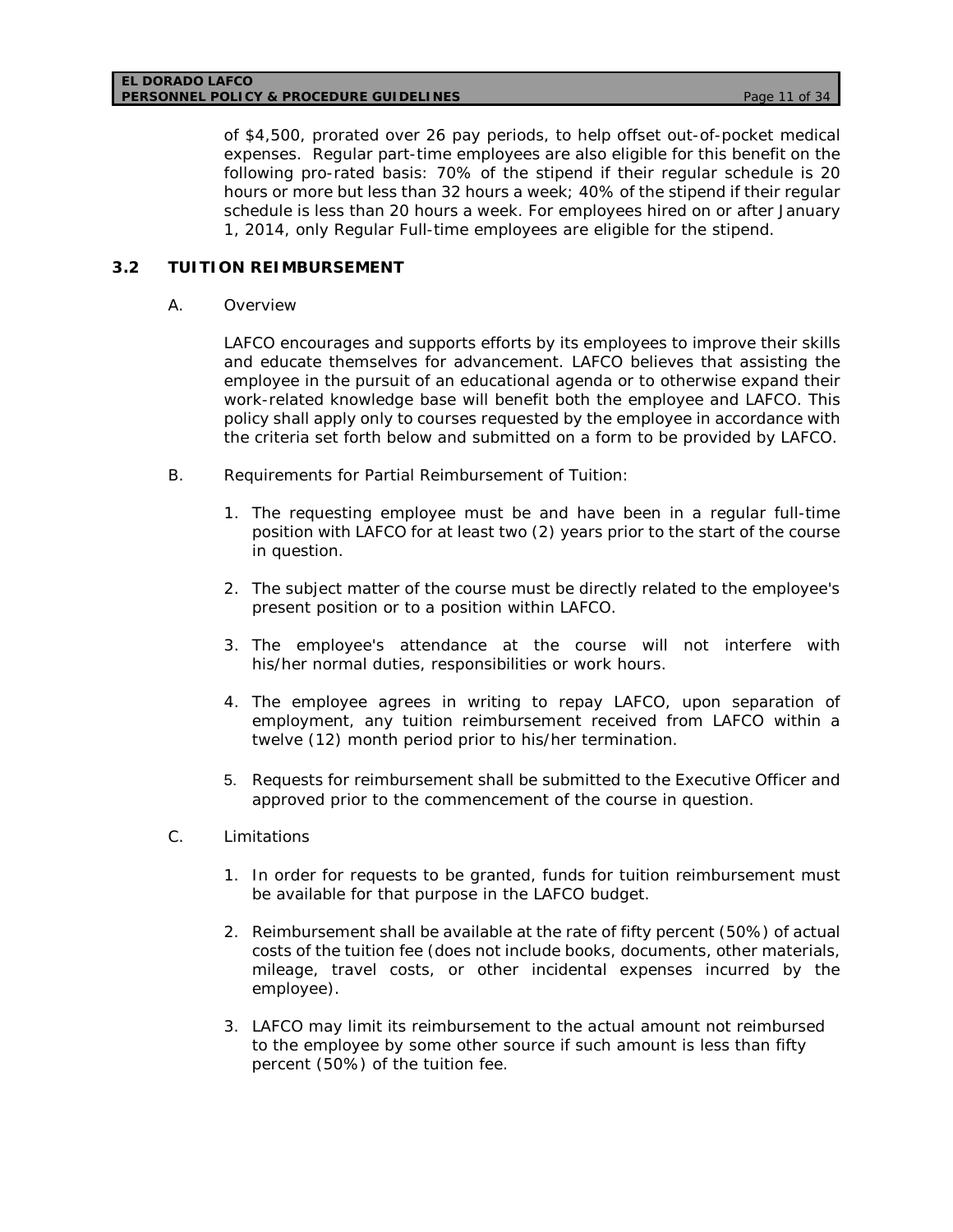of $4,500, prorated over 26 pay periods, to help offset out-of-pocket medical expenses. Regular part-time employees are also eligible for this benefit on the following pro-rated basis: 70% of the stipend if their regular schedule is 20 hours or more but less than 32 hours a week; 40% of the stipend if their regular schedule is less than 20 hours a week. For employees hired on or after January 1, 2014, only Regular Full-time employees are eligible for the stipend.

## 3.2 TUITION REIMBURSEMENT

A. Overview

LAFCO encourages and supports efforts by its employees to improve their skills and educate themselves for advancement. LAFCO believes that assisting the employee in the pursuit of an educational agenda or to otherwise expand their work-related knowledge base will benefit both the employee and LAFCO. This policy shall apply only to courses requested by the employee in accordance with the criteria set forth below and submitted on a form to be provided by LAFCO.

B. Requirements for Partial Reimbursement of Tuition:

1. The requesting employee must be and have been in a regular full-time position with LAFCO for at least two (2) years prior to the start of the course in question.
2. The subject matter of the course must be directly related to the employee's present position or to a position within LAFCO.
3. The employee's attendance at the course will not interfere with his/her normal duties, responsibilities or work hours.
4. The employee agrees in writing to repay LAFCO, upon separation of employment, any tuition reimbursement received from LAFCO within a twelve (12) month period prior to his/her termination.
5. Requests for reimbursement shall be submitted to the Executive Officer and approved prior to the commencement of the course in question.

C. Limitations

1. In order for requests to be granted, funds for tuition reimbursement must be available for that purpose in the LAFCO budget.
2. Reimbursement shall be available at the rate of fifty percent (50%) of actual costs of the tuition fee (does not include books, documents, other materials, mileage, travel costs, or other incidental expenses incurred by the employee).
3. LAFCO may limit its reimbursement to the actual amount not reimbursed to the employee by some other source if such amount is less than fifty percent (50%) of the tuition fee.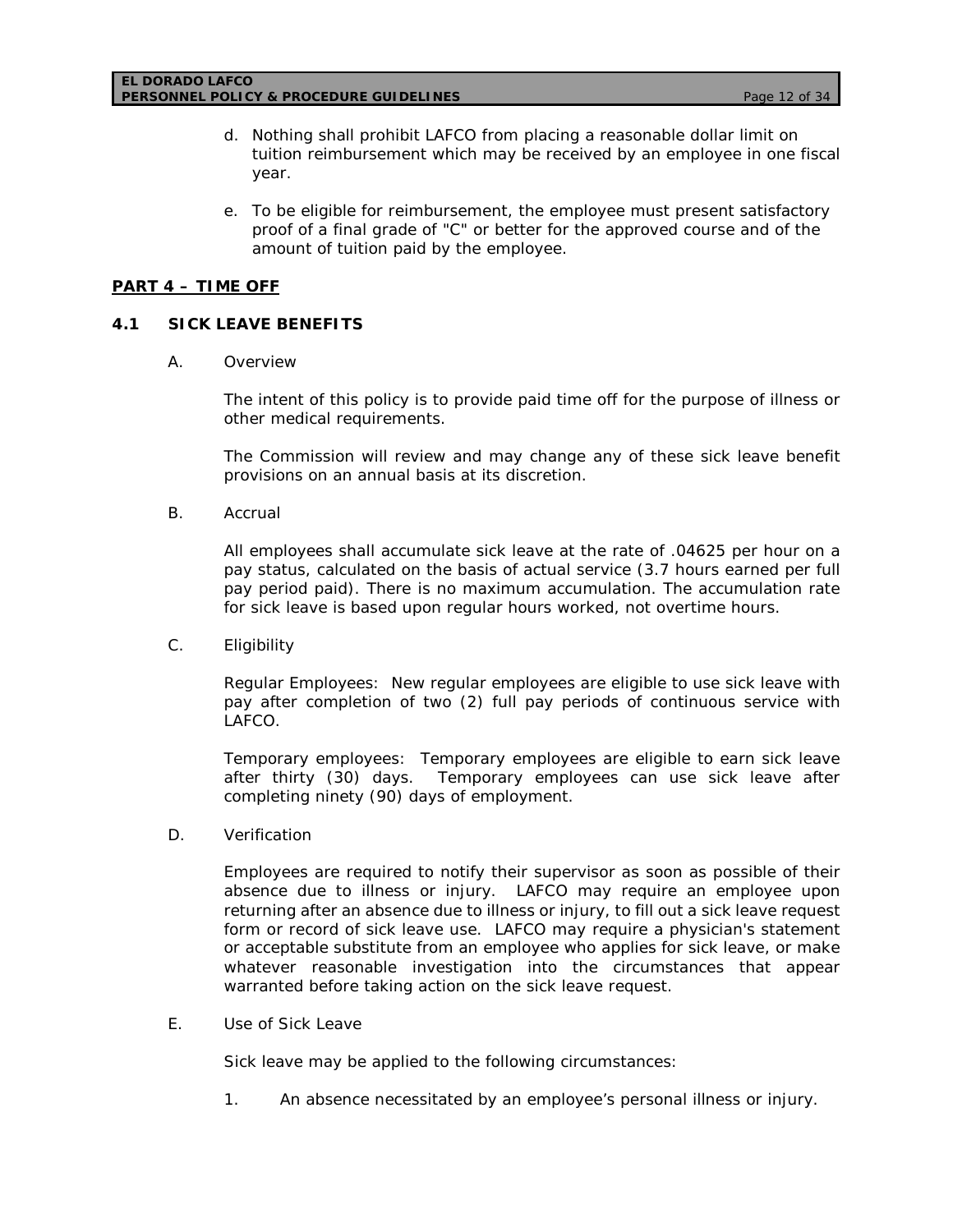d. Nothing shall prohibit LAFCO from placing a reasonable dollar limit on tuition reimbursement which may be received by an employee in one fiscal year.

e. To be eligible for reimbursement, the employee must present satisfactory proof of a final grade of "C" or better for the approved course and of the amount of tuition paid by the employee.

## PART 4 – TIME OFF

### 4.1 SICK LEAVE BENEFITS

A. Overview

The intent of this policy is to provide paid time off for the purpose of illness or other medical requirements.

The Commission will review and may change any of these sick leave benefit provisions on an annual basis at its discretion.

B. Accrual

All employees shall accumulate sick leave at the rate of .04625 per hour on a pay status, calculated on the basis of actual service (3.7 hours earned per full pay period paid). There is no maximum accumulation. The accumulation rate for sick leave is based upon regular hours worked, not overtime hours.

C. Eligibility

Regular Employees: New regular employees are eligible to use sick leave with pay after completion of two (2) full pay periods of continuous service with LAFCO.

Temporary employees: Temporary employees are eligible to earn sick leave after thirty (30) days. Temporary employees can use sick leave after completing ninety (90) days of employment.

D. Verification

Employees are required to notify their supervisor as soon as possible of their absence due to illness or injury. LAFCO may require an employee upon returning after an absence due to illness or injury, to fill out a sick leave request form or record of sick leave use. LAFCO may require a physician's statement or acceptable substitute from an employee who applies for sick leave, or make whatever reasonable investigation into the circumstances that appear warranted before taking action on the sick leave request.

E. Use of Sick Leave

Sick leave may be applied to the following circumstances:

1. An absence necessitated by an employee's personal illness or injury.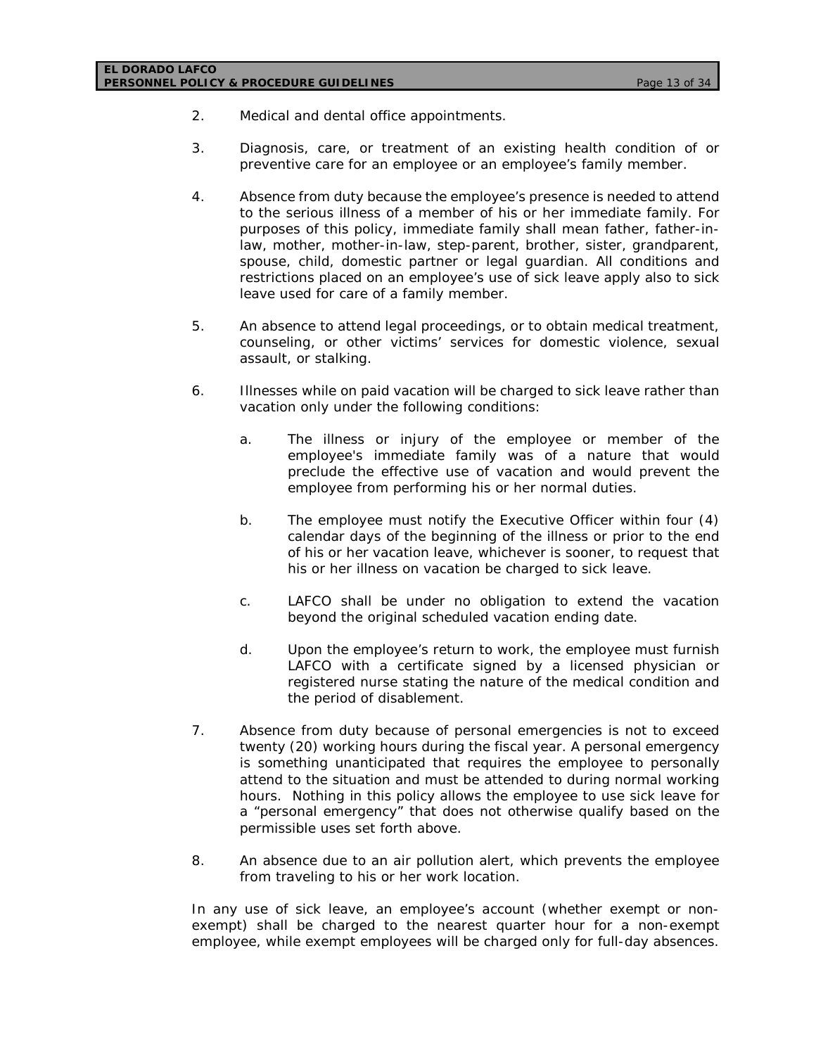2. Medical and dental office appointments.

3. Diagnosis, care, or treatment of an existing health condition of or preventive care for an employee or an employee's family member.

4. Absence from duty because the employee's presence is needed to attend to the serious illness of a member of his or her immediate family. For purposes of this policy, immediate family shall mean father, father-in-law, mother, mother-in-law, step-parent, brother, sister, grandparent, spouse, child, domestic partner or legal guardian. All conditions and restrictions placed on an employee's use of sick leave apply also to sick leave used for care of a family member.

5. An absence to attend legal proceedings, or to obtain medical treatment, counseling, or other victims' services for domestic violence, sexual assault, or stalking.

6. Illnesses while on paid vacation will be charged to sick leave rather than vacation only under the following conditions:

   a. The illness or injury of the employee or member of the employee's immediate family was of a nature that would preclude the effective use of vacation and would prevent the employee from performing his or her normal duties.

   b. The employee must notify the Executive Officer within four (4) calendar days of the beginning of the illness or prior to the end of his or her vacation leave, whichever is sooner, to request that his or her illness on vacation be charged to sick leave.

   c. LAFCO shall be under no obligation to extend the vacation beyond the original scheduled vacation ending date.

   d. Upon the employee's return to work, the employee must furnish LAFCO with a certificate signed by a licensed physician or registered nurse stating the nature of the medical condition and the period of disablement.

7. Absence from duty because of personal emergencies is not to exceed twenty (20) working hours during the fiscal year. A personal emergency is something unanticipated that requires the employee to personally attend to the situation and must be attended to during normal working hours. Nothing in this policy allows the employee to use sick leave for a "personal emergency" that does not otherwise qualify based on the permissible uses set forth above.

8. An absence due to an air pollution alert, which prevents the employee from traveling to his or her work location.

In any use of sick leave, an employee's account (whether exempt or non-exempt) shall be charged to the nearest quarter hour for a non-exempt employee, while exempt employees will be charged only for full-day absences.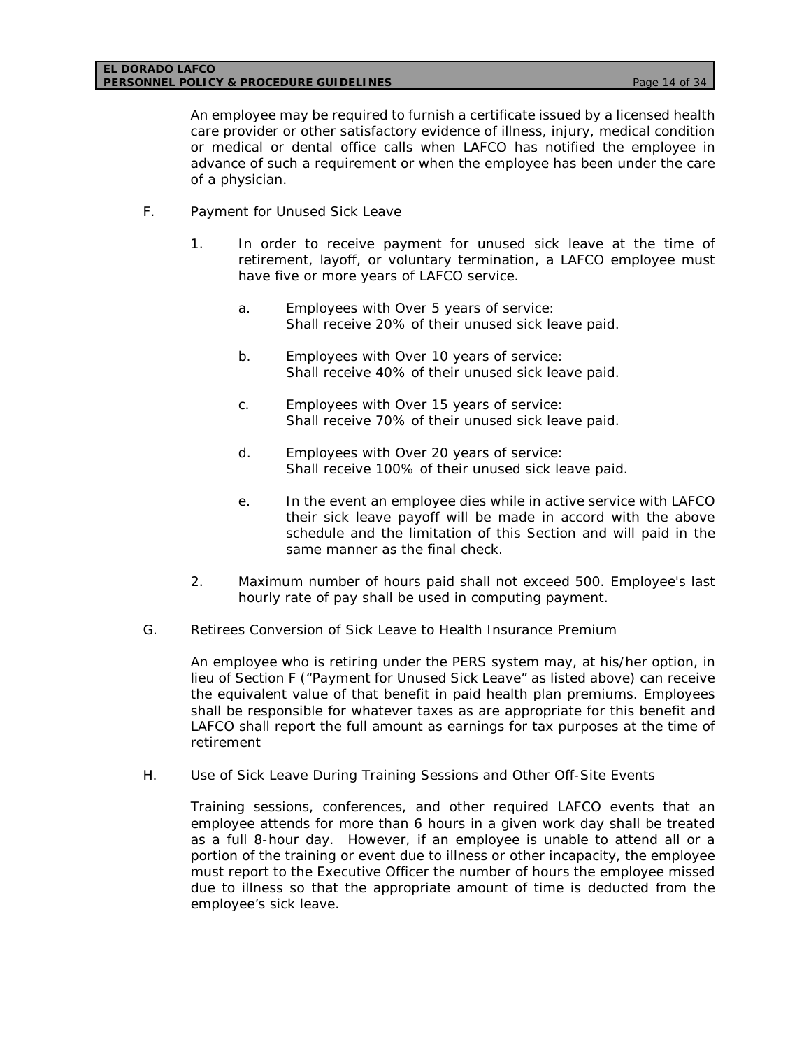An employee may be required to furnish a certificate issued by a licensed health care provider or other satisfactory evidence of illness, injury, medical condition or medical or dental office calls when LAFCO has notified the employee in advance of such a requirement or when the employee has been under the care of a physician.

F. Payment for Unused Sick Leave

1. In order to receive payment for unused sick leave at the time of retirement, layoff, or voluntary termination, a LAFCO employee must have five or more years of LAFCO service.

    a. Employees with Over 5 years of service: Shall receive 20% of their unused sick leave paid.

    b. Employees with Over 10 years of service: Shall receive 40% of their unused sick leave paid.

    c. Employees with Over 15 years of service: Shall receive 70% of their unused sick leave paid.

    d. Employees with Over 20 years of service: Shall receive 100% of their unused sick leave paid.

    e. In the event an employee dies while in active service with LAFCO their sick leave payoff will be made in accord with the above schedule and the limitation of this Section and will paid in the same manner as the final check.

2. Maximum number of hours paid shall not exceed 500. Employee's last hourly rate of pay shall be used in computing payment.

G. Retirees Conversion of Sick Leave to Health Insurance Premium

An employee who is retiring under the PERS system may, at his/her option, in lieu of Section F ("Payment for Unused Sick Leave" as listed above) can receive the equivalent value of that benefit in paid health plan premiums. Employees shall be responsible for whatever taxes as are appropriate for this benefit and LAFCO shall report the full amount as earnings for tax purposes at the time of retirement

H. Use of Sick Leave During Training Sessions and Other Off-Site Events

Training sessions, conferences, and other required LAFCO events that an employee attends for more than 6 hours in a given work day shall be treated as a full 8-hour day. However, if an employee is unable to attend all or a portion of the training or event due to illness or other incapacity, the employee must report to the Executive Officer the number of hours the employee missed due to illness so that the appropriate amount of time is deducted from the employee's sick leave.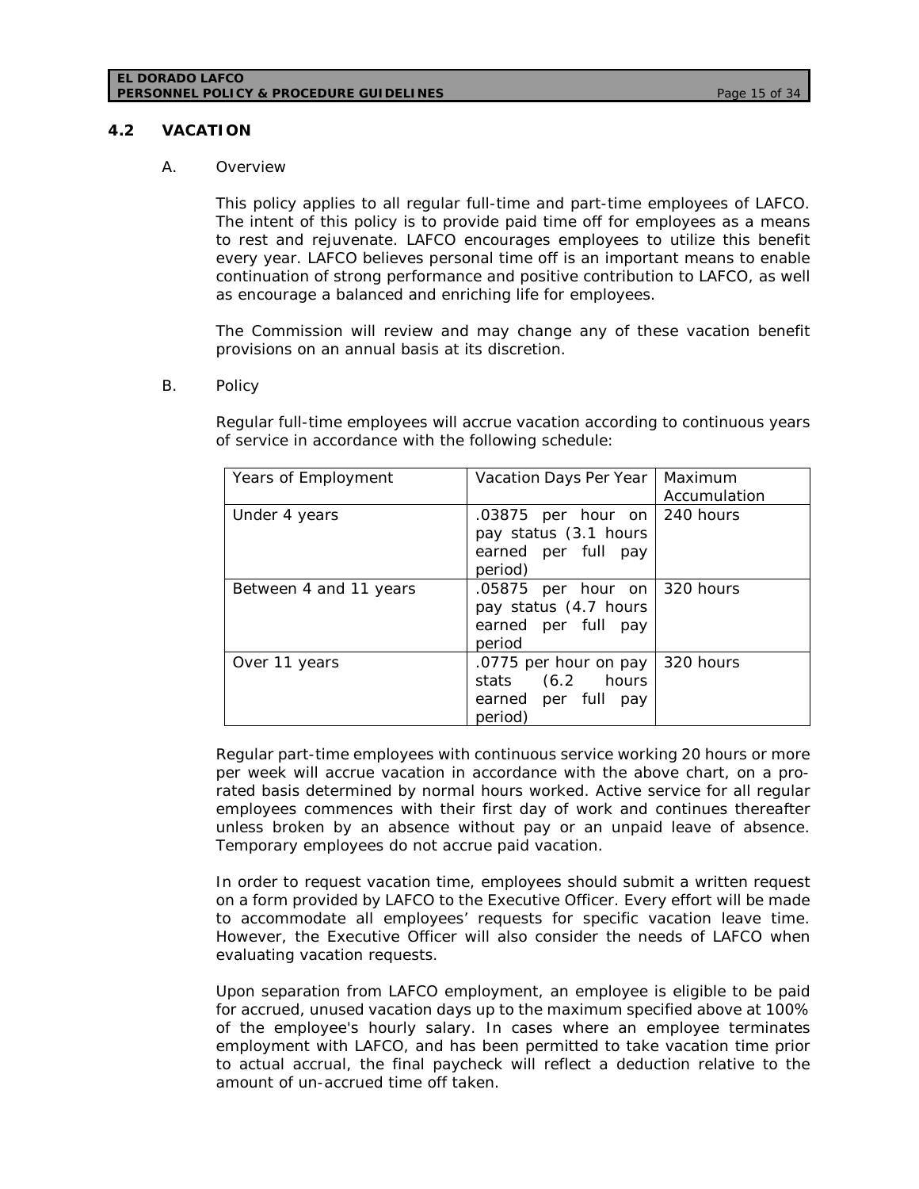## 4.2 VACATION

A. Overview

This policy applies to all regular full-time and part-time employees of LAFCO. The intent of this policy is to provide paid time off for employees as a means to rest and rejuvenate. LAFCO encourages employees to utilize this benefit every year. LAFCO believes personal time off is an important means to enable continuation of strong performance and positive contribution to LAFCO, as well as encourage a balanced and enriching life for employees.

The Commission will review and may change any of these vacation benefit provisions on an annual basis at its discretion.

B. Policy

Regular full-time employees will accrue vacation according to continuous years of service in accordance with the following schedule:

| Years of Employment | Vacation Days Per Year | Maximum Accumulation |
|---|---|---|
| Under 4 years | .03875 per hour on pay status (3.1 hours earned per full pay period) | 240 hours |
| Between 4 and 11 years | .05875 per hour on pay status (4.7 hours earned per full pay period | 320 hours |
| Over 11 years | .0775 per hour on pay stats (6.2 hours earned per full pay period) | 320 hours |

Regular part-time employees with continuous service working 20 hours or more per week will accrue vacation in accordance with the above chart, on a pro-rated basis determined by normal hours worked. Active service for all regular employees commences with their first day of work and continues thereafter unless broken by an absence without pay or an unpaid leave of absence. Temporary employees do not accrue paid vacation.

In order to request vacation time, employees should submit a written request on a form provided by LAFCO to the Executive Officer. Every effort will be made to accommodate all employees' requests for specific vacation leave time. However, the Executive Officer will also consider the needs of LAFCO when evaluating vacation requests.

Upon separation from LAFCO employment, an employee is eligible to be paid for accrued, unused vacation days up to the maximum specified above at 100% of the employee's hourly salary. In cases where an employee terminates employment with LAFCO, and has been permitted to take vacation time prior to actual accrual, the final paycheck will reflect a deduction relative to the amount of un-accrued time off taken.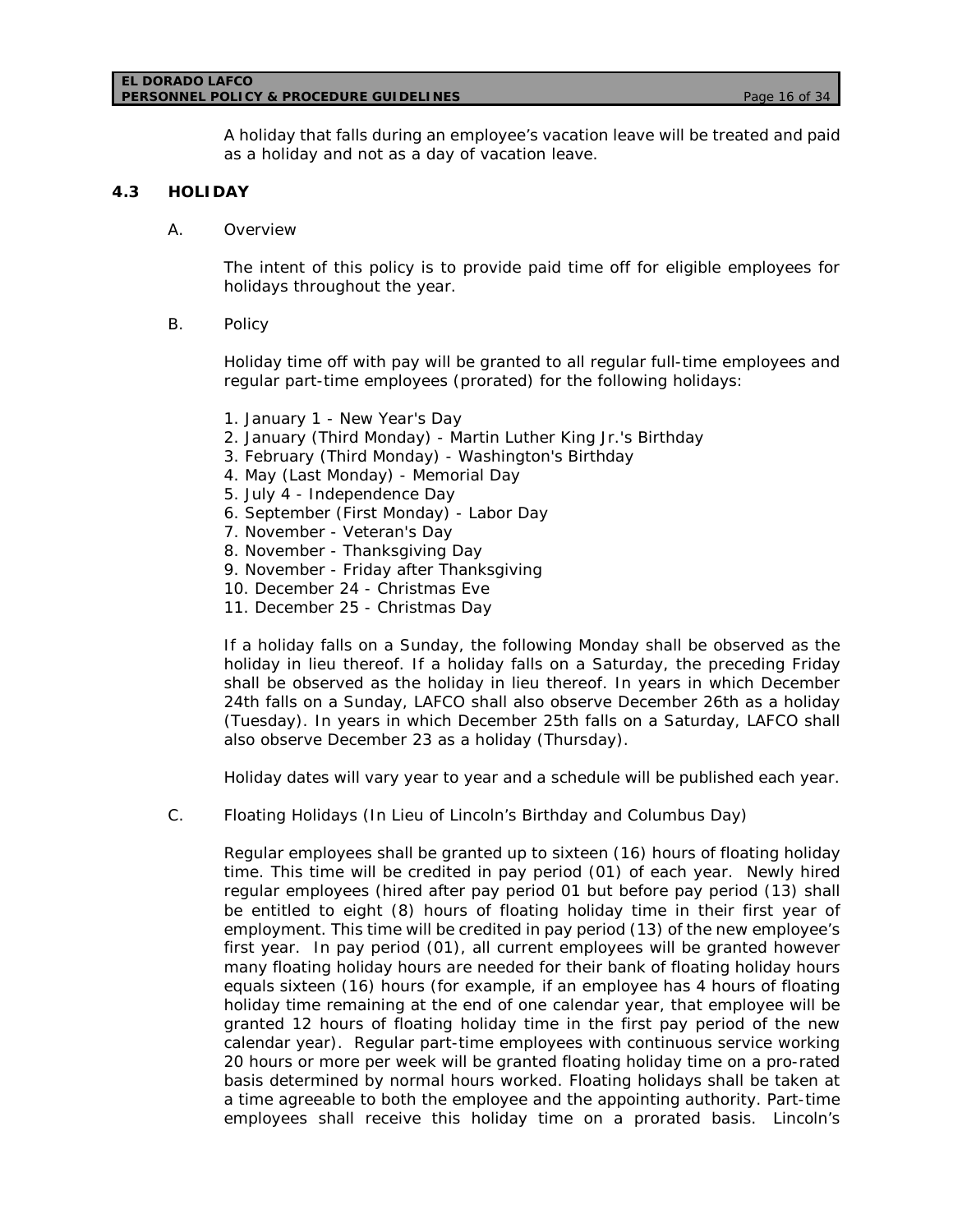A holiday that falls during an employee's vacation leave will be treated and paid as a holiday and not as a day of vacation leave.

## 4.3 HOLIDAY

A. Overview

The intent of this policy is to provide paid time off for eligible employees for holidays throughout the year.

B. Policy

Holiday time off with pay will be granted to all regular full-time employees and regular part-time employees (prorated) for the following holidays:

1. January 1 - New Year's Day
2. January (Third Monday) - Martin Luther King Jr.'s Birthday
3. February (Third Monday) - Washington's Birthday
4. May (Last Monday) - Memorial Day
5. July 4 - Independence Day
6. September (First Monday) - Labor Day
7. November - Veteran's Day
8. November - Thanksgiving Day
9. November - Friday after Thanksgiving
10. December 24 - Christmas Eve
11. December 25 - Christmas Day

If a holiday falls on a Sunday, the following Monday shall be observed as the holiday in lieu thereof. If a holiday falls on a Saturday, the preceding Friday shall be observed as the holiday in lieu thereof. In years in which December 24th falls on a Sunday, LAFCO shall also observe December 26th as a holiday (Tuesday). In years in which December 25th falls on a Saturday, LAFCO shall also observe December 23 as a holiday (Thursday).

Holiday dates will vary year to year and a schedule will be published each year.

C. Floating Holidays (In Lieu of Lincoln's Birthday and Columbus Day)

Regular employees shall be granted up to sixteen (16) hours of floating holiday time. This time will be credited in pay period (01) of each year. Newly hired regular employees (hired after pay period 01 but before pay period (13) shall be entitled to eight (8) hours of floating holiday time in their first year of employment. This time will be credited in pay period (13) of the new employee's first year. In pay period (01), all current employees will be granted however many floating holiday hours are needed for their bank of floating holiday hours equals sixteen (16) hours (for example, if an employee has 4 hours of floating holiday time remaining at the end of one calendar year, that employee will be granted 12 hours of floating holiday time in the first pay period of the new calendar year). Regular part-time employees with continuous service working 20 hours or more per week will be granted floating holiday time on a pro-rated basis determined by normal hours worked. Floating holidays shall be taken at a time agreeable to both the employee and the appointing authority. Part-time employees shall receive this holiday time on a prorated basis. Lincoln's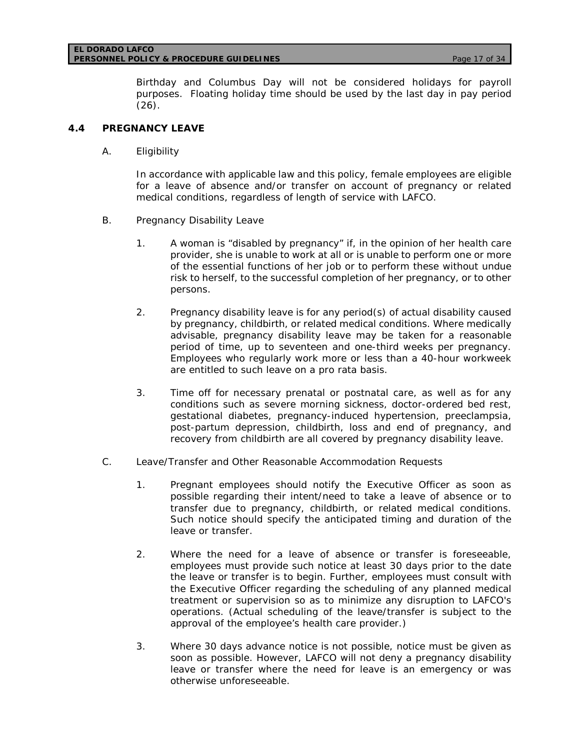Birthday and Columbus Day will not be considered holidays for payroll purposes. Floating holiday time should be used by the last day in pay period (26).

## 4.4 PREGNANCY LEAVE

A. Eligibility

In accordance with applicable law and this policy, female employees are eligible for a leave of absence and/or transfer on account of pregnancy or related medical conditions, regardless of length of service with LAFCO.

B. Pregnancy Disability Leave

1. A woman is "disabled by pregnancy" if, in the opinion of her health care provider, she is unable to work at all or is unable to perform one or more of the essential functions of her job or to perform these without undue risk to herself, to the successful completion of her pregnancy, or to other persons.

2. Pregnancy disability leave is for any period(s) of actual disability caused by pregnancy, childbirth, or related medical conditions. Where medically advisable, pregnancy disability leave may be taken for a reasonable period of time, up to seventeen and one-third weeks per pregnancy. Employees who regularly work more or less than a 40-hour workweek are entitled to such leave on a pro rata basis.

3. Time off for necessary prenatal or postnatal care, as well as for any conditions such as severe morning sickness, doctor-ordered bed rest, gestational diabetes, pregnancy-induced hypertension, preeclampsia, post-partum depression, childbirth, loss and end of pregnancy, and recovery from childbirth are all covered by pregnancy disability leave.

C. Leave/Transfer and Other Reasonable Accommodation Requests

1. Pregnant employees should notify the Executive Officer as soon as possible regarding their intent/need to take a leave of absence or to transfer due to pregnancy, childbirth, or related medical conditions. Such notice should specify the anticipated timing and duration of the leave or transfer.

2. Where the need for a leave of absence or transfer is foreseeable, employees must provide such notice at least 30 days prior to the date the leave or transfer is to begin. Further, employees must consult with the Executive Officer regarding the scheduling of any planned medical treatment or supervision so as to minimize any disruption to LAFCO's operations. (Actual scheduling of the leave/transfer is subject to the approval of the employee's health care provider.)

3. Where 30 days advance notice is not possible, notice must be given as soon as possible. However, LAFCO will not deny a pregnancy disability leave or transfer where the need for leave is an emergency or was otherwise unforeseeable.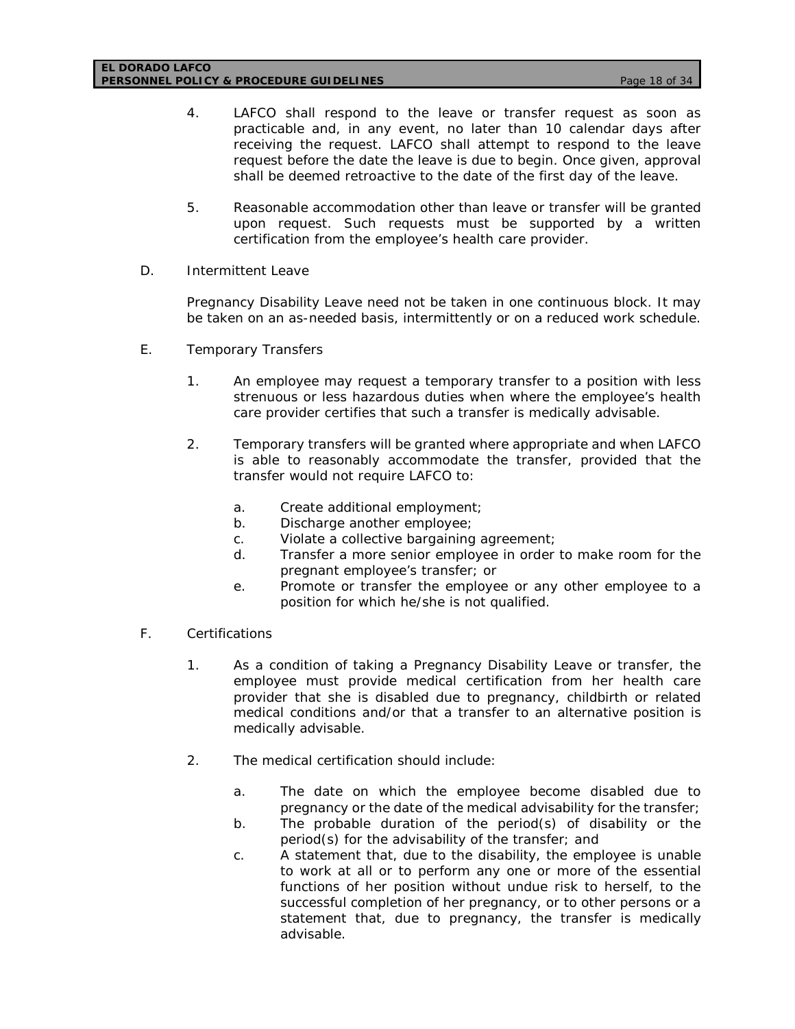4. LAFCO shall respond to the leave or transfer request as soon as practicable and, in any event, no later than 10 calendar days after receiving the request. LAFCO shall attempt to respond to the leave request before the date the leave is due to begin. Once given, approval shall be deemed retroactive to the date of the first day of the leave.

5. Reasonable accommodation other than leave or transfer will be granted upon request. Such requests must be supported by a written certification from the employee's health care provider.

D. Intermittent Leave

Pregnancy Disability Leave need not be taken in one continuous block. It may be taken on an as-needed basis, intermittently or on a reduced work schedule.

E. Temporary Transfers

1. An employee may request a temporary transfer to a position with less strenuous or less hazardous duties when where the employee's health care provider certifies that such a transfer is medically advisable.

2. Temporary transfers will be granted where appropriate and when LAFCO is able to reasonably accommodate the transfer, provided that the transfer would not require LAFCO to:

   a. Create additional employment;
   b. Discharge another employee;
   c. Violate a collective bargaining agreement;
   d. Transfer a more senior employee in order to make room for the pregnant employee's transfer; or
   e. Promote or transfer the employee or any other employee to a position for which he/she is not qualified.

F. Certifications

1. As a condition of taking a Pregnancy Disability Leave or transfer, the employee must provide medical certification from her health care provider that she is disabled due to pregnancy, childbirth or related medical conditions and/or that a transfer to an alternative position is medically advisable.

2. The medical certification should include:

   a. The date on which the employee become disabled due to pregnancy or the date of the medical advisability for the transfer;
   b. The probable duration of the period(s) of disability or the period(s) for the advisability of the transfer; and
   c. A statement that, due to the disability, the employee is unable to work at all or to perform any one or more of the essential functions of her position without undue risk to herself, to the successful completion of her pregnancy, or to other persons or a statement that, due to pregnancy, the transfer is medically advisable.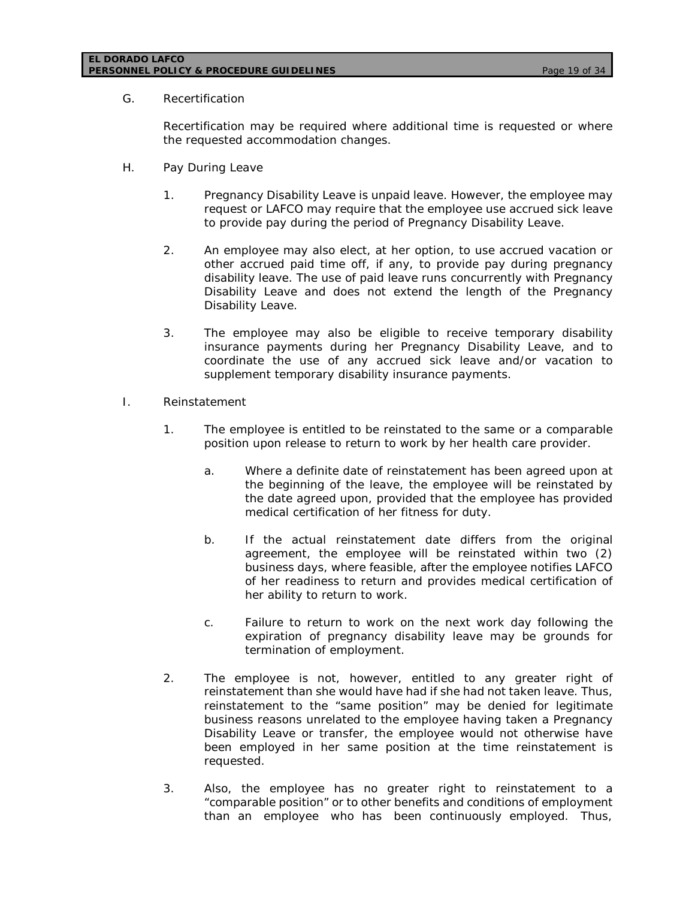G. Recertification

Recertification may be required where additional time is requested or where the requested accommodation changes.

H. Pay During Leave

1. Pregnancy Disability Leave is unpaid leave. However, the employee may request or LAFCO may require that the employee use accrued sick leave to provide pay during the period of Pregnancy Disability Leave.

2. An employee may also elect, at her option, to use accrued vacation or other accrued paid time off, if any, to provide pay during pregnancy disability leave. The use of paid leave runs concurrently with Pregnancy Disability Leave and does not extend the length of the Pregnancy Disability Leave.

3. The employee may also be eligible to receive temporary disability insurance payments during her Pregnancy Disability Leave, and to coordinate the use of any accrued sick leave and/or vacation to supplement temporary disability insurance payments.

I. Reinstatement

1. The employee is entitled to be reinstated to the same or a comparable position upon release to return to work by her health care provider.

   a. Where a definite date of reinstatement has been agreed upon at the beginning of the leave, the employee will be reinstated by the date agreed upon, provided that the employee has provided medical certification of her fitness for duty.

   b. If the actual reinstatement date differs from the original agreement, the employee will be reinstated within two (2) business days, where feasible, after the employee notifies LAFCO of her readiness to return and provides medical certification of her ability to return to work.

   c. Failure to return to work on the next work day following the expiration of pregnancy disability leave may be grounds for termination of employment.

2. The employee is not, however, entitled to any greater right of reinstatement than she would have had if she had not taken leave. Thus, reinstatement to the "same position" may be denied for legitimate business reasons unrelated to the employee having taken a Pregnancy Disability Leave or transfer, the employee would not otherwise have been employed in her same position at the time reinstatement is requested.

3. Also, the employee has no greater right to reinstatement to a "comparable position" or to other benefits and conditions of employment than an employee who has been continuously employed. Thus,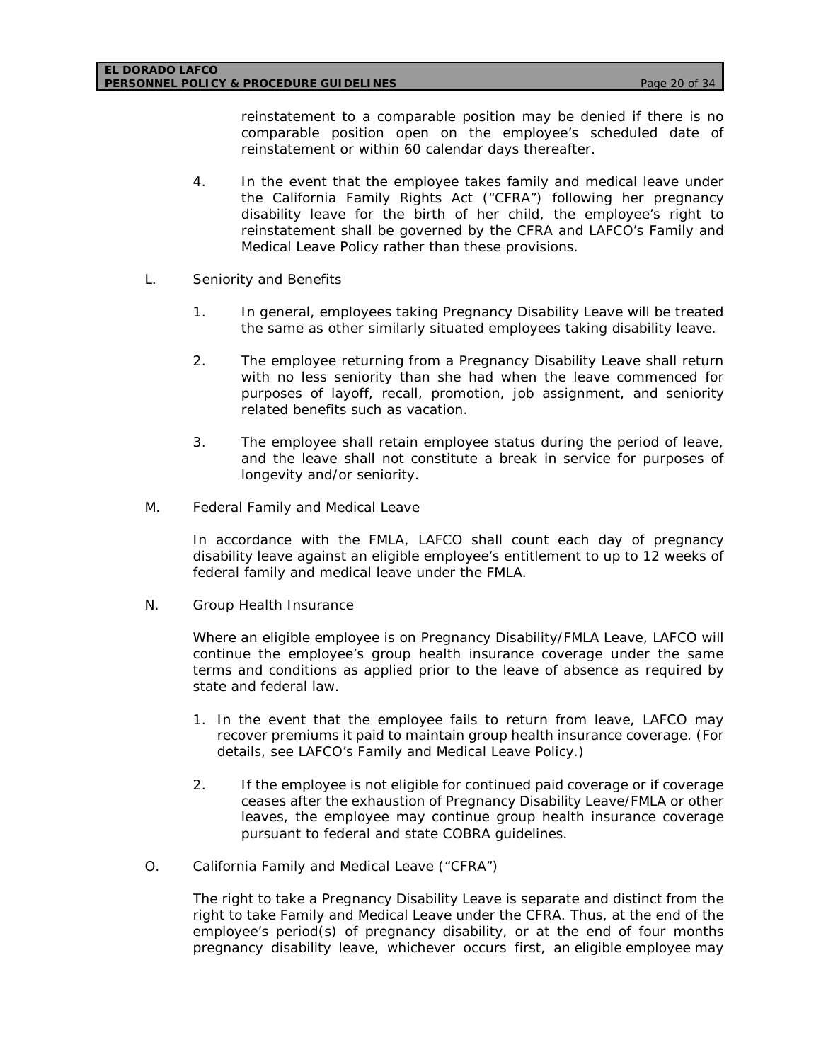reinstatement to a comparable position may be denied if there is no comparable position open on the employee's scheduled date of reinstatement or within 60 calendar days thereafter.

4. In the event that the employee takes family and medical leave under the California Family Rights Act ("CFRA") following her pregnancy disability leave for the birth of her child, the employee's right to reinstatement shall be governed by the CFRA and LAFCO's Family and Medical Leave Policy rather than these provisions.

L. Seniority and Benefits

1. In general, employees taking Pregnancy Disability Leave will be treated the same as other similarly situated employees taking disability leave.

2. The employee returning from a Pregnancy Disability Leave shall return with no less seniority than she had when the leave commenced for purposes of layoff, recall, promotion, job assignment, and seniority related benefits such as vacation.

3. The employee shall retain employee status during the period of leave, and the leave shall not constitute a break in service for purposes of longevity and/or seniority.

M. Federal Family and Medical Leave

In accordance with the FMLA, LAFCO shall count each day of pregnancy disability leave against an eligible employee's entitlement to up to 12 weeks of federal family and medical leave under the FMLA.

N. Group Health Insurance

Where an eligible employee is on Pregnancy Disability/FMLA Leave, LAFCO will continue the employee's group health insurance coverage under the same terms and conditions as applied prior to the leave of absence as required by state and federal law.

1. In the event that the employee fails to return from leave, LAFCO may recover premiums it paid to maintain group health insurance coverage. (For details, see LAFCO's Family and Medical Leave Policy.)

2. If the employee is not eligible for continued paid coverage or if coverage ceases after the exhaustion of Pregnancy Disability Leave/FMLA or other leaves, the employee may continue group health insurance coverage pursuant to federal and state COBRA guidelines.

O. California Family and Medical Leave ("CFRA")

The right to take a Pregnancy Disability Leave is separate and distinct from the right to take Family and Medical Leave under the CFRA. Thus, at the end of the employee's period(s) of pregnancy disability, or at the end of four months pregnancy disability leave, whichever occurs first, an eligible employee may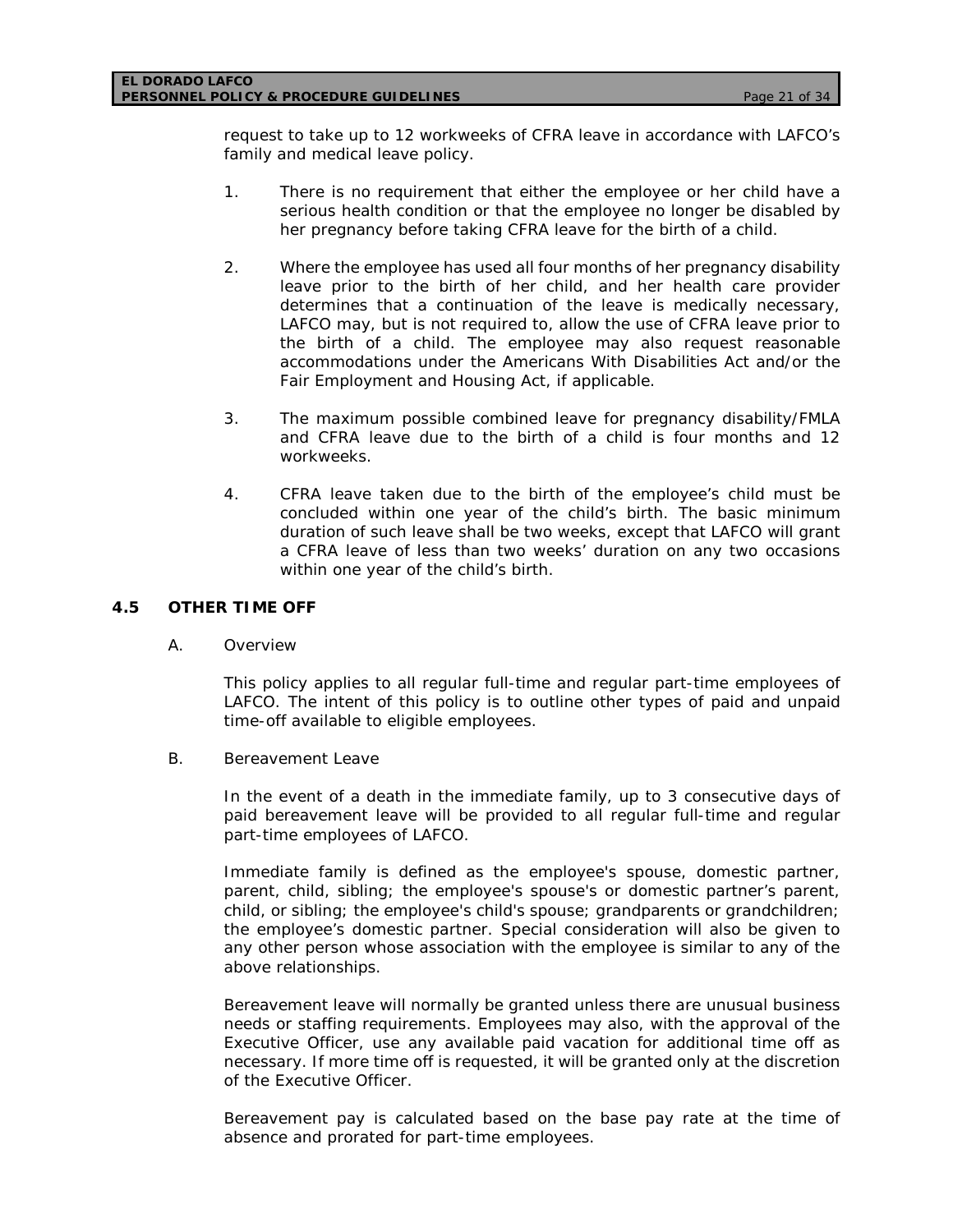request to take up to 12 workweeks of CFRA leave in accordance with LAFCO's family and medical leave policy.

1. There is no requirement that either the employee or her child have a serious health condition or that the employee no longer be disabled by her pregnancy before taking CFRA leave for the birth of a child.

2. Where the employee has used all four months of her pregnancy disability leave prior to the birth of her child, and her health care provider determines that a continuation of the leave is medically necessary, LAFCO may, but is not required to, allow the use of CFRA leave prior to the birth of a child. The employee may also request reasonable accommodations under the Americans With Disabilities Act and/or the Fair Employment and Housing Act, if applicable.

3. The maximum possible combined leave for pregnancy disability/FMLA and CFRA leave due to the birth of a child is four months and 12 workweeks.

4. CFRA leave taken due to the birth of the employee's child must be concluded within one year of the child's birth. The basic minimum duration of such leave shall be two weeks, except that LAFCO will grant a CFRA leave of less than two weeks' duration on any two occasions within one year of the child's birth.

## 4.5 OTHER TIME OFF

A. Overview

This policy applies to all regular full-time and regular part-time employees of LAFCO. The intent of this policy is to outline other types of paid and unpaid time-off available to eligible employees.

B. Bereavement Leave

In the event of a death in the immediate family, up to 3 consecutive days of paid bereavement leave will be provided to all regular full-time and regular part-time employees of LAFCO.

Immediate family is defined as the employee's spouse, domestic partner, parent, child, sibling; the employee's spouse's or domestic partner's parent, child, or sibling; the employee's child's spouse; grandparents or grandchildren; the employee's domestic partner. Special consideration will also be given to any other person whose association with the employee is similar to any of the above relationships.

Bereavement leave will normally be granted unless there are unusual business needs or staffing requirements. Employees may also, with the approval of the Executive Officer, use any available paid vacation for additional time off as necessary. If more time off is requested, it will be granted only at the discretion of the Executive Officer.

Bereavement pay is calculated based on the base pay rate at the time of absence and prorated for part-time employees.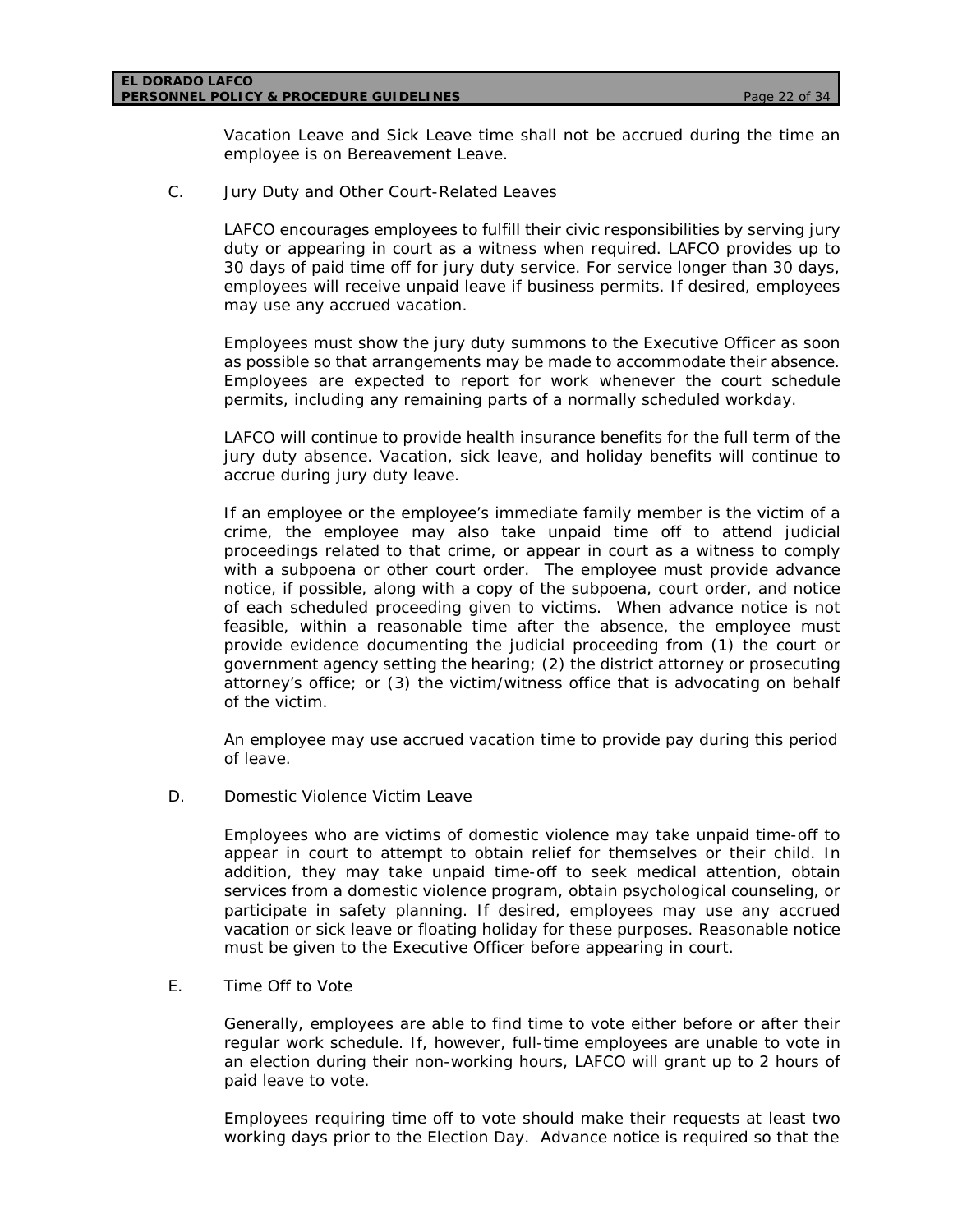Vacation Leave and Sick Leave time shall not be accrued during the time an employee is on Bereavement Leave.

C. Jury Duty and Other Court-Related Leaves

LAFCO encourages employees to fulfill their civic responsibilities by serving jury duty or appearing in court as a witness when required. LAFCO provides up to 30 days of paid time off for jury duty service. For service longer than 30 days, employees will receive unpaid leave if business permits. If desired, employees may use any accrued vacation.

Employees must show the jury duty summons to the Executive Officer as soon as possible so that arrangements may be made to accommodate their absence. Employees are expected to report for work whenever the court schedule permits, including any remaining parts of a normally scheduled workday.

LAFCO will continue to provide health insurance benefits for the full term of the jury duty absence. Vacation, sick leave, and holiday benefits will continue to accrue during jury duty leave.

If an employee or the employee's immediate family member is the victim of a crime, the employee may also take unpaid time off to attend judicial proceedings related to that crime, or appear in court as a witness to comply with a subpoena or other court order. The employee must provide advance notice, if possible, along with a copy of the subpoena, court order, and notice of each scheduled proceeding given to victims. When advance notice is not feasible, within a reasonable time after the absence, the employee must provide evidence documenting the judicial proceeding from (1) the court or government agency setting the hearing; (2) the district attorney or prosecuting attorney's office; or (3) the victim/witness office that is advocating on behalf of the victim.

An employee may use accrued vacation time to provide pay during this period of leave.

D. Domestic Violence Victim Leave

Employees who are victims of domestic violence may take unpaid time-off to appear in court to attempt to obtain relief for themselves or their child. In addition, they may take unpaid time-off to seek medical attention, obtain services from a domestic violence program, obtain psychological counseling, or participate in safety planning. If desired, employees may use any accrued vacation or sick leave or floating holiday for these purposes. Reasonable notice must be given to the Executive Officer before appearing in court.

E. Time Off to Vote

Generally, employees are able to find time to vote either before or after their regular work schedule. If, however, full-time employees are unable to vote in an election during their non-working hours, LAFCO will grant up to 2 hours of paid leave to vote.

Employees requiring time off to vote should make their requests at least two working days prior to the Election Day. Advance notice is required so that the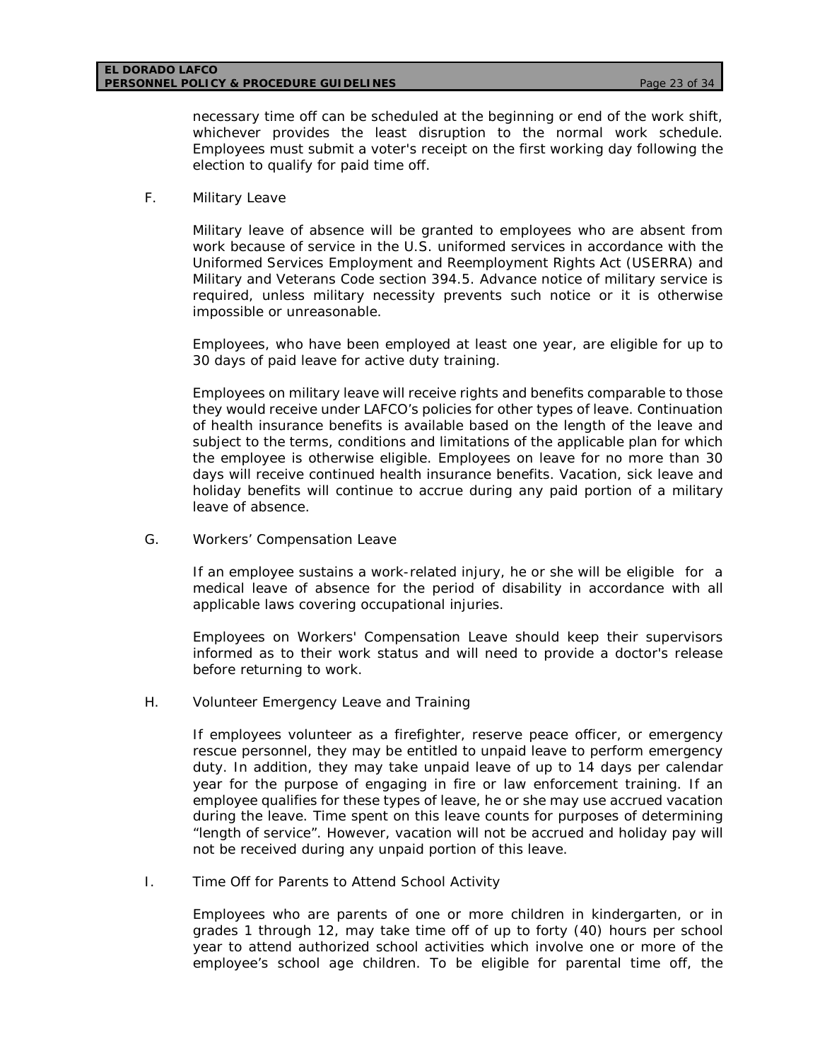necessary time off can be scheduled at the beginning or end of the work shift, whichever provides the least disruption to the normal work schedule. Employees must submit a voter's receipt on the first working day following the election to qualify for paid time off.

F. Military Leave

Military leave of absence will be granted to employees who are absent from work because of service in the U.S. uniformed services in accordance with the Uniformed Services Employment and Reemployment Rights Act (USERRA) and Military and Veterans Code section 394.5. Advance notice of military service is required, unless military necessity prevents such notice or it is otherwise impossible or unreasonable.

Employees, who have been employed at least one year, are eligible for up to 30 days of paid leave for active duty training.

Employees on military leave will receive rights and benefits comparable to those they would receive under LAFCO's policies for other types of leave. Continuation of health insurance benefits is available based on the length of the leave and subject to the terms, conditions and limitations of the applicable plan for which the employee is otherwise eligible. Employees on leave for no more than 30 days will receive continued health insurance benefits. Vacation, sick leave and holiday benefits will continue to accrue during any paid portion of a military leave of absence.

G. Workers' Compensation Leave

If an employee sustains a work-related injury, he or she will be eligible for a medical leave of absence for the period of disability in accordance with all applicable laws covering occupational injuries.

Employees on Workers' Compensation Leave should keep their supervisors informed as to their work status and will need to provide a doctor's release before returning to work.

H. Volunteer Emergency Leave and Training

If employees volunteer as a firefighter, reserve peace officer, or emergency rescue personnel, they may be entitled to unpaid leave to perform emergency duty. In addition, they may take unpaid leave of up to 14 days per calendar year for the purpose of engaging in fire or law enforcement training. If an employee qualifies for these types of leave, he or she may use accrued vacation during the leave. Time spent on this leave counts for purposes of determining "length of service". However, vacation will not be accrued and holiday pay will not be received during any unpaid portion of this leave.

I. Time Off for Parents to Attend School Activity

Employees who are parents of one or more children in kindergarten, or in grades 1 through 12, may take time off of up to forty (40) hours per school year to attend authorized school activities which involve one or more of the employee's school age children. To be eligible for parental time off, the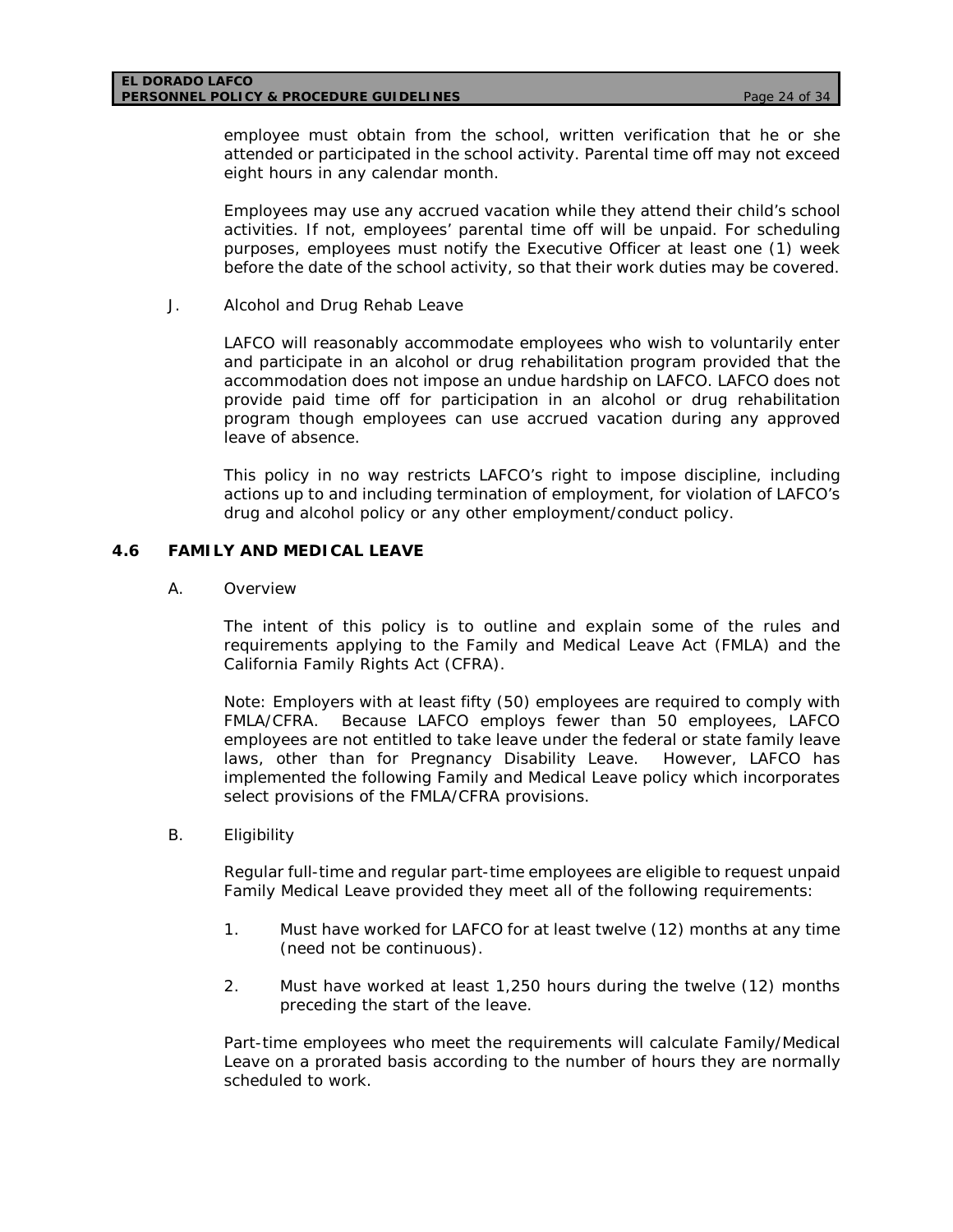employee must obtain from the school, written verification that he or she attended or participated in the school activity. Parental time off may not exceed eight hours in any calendar month.

Employees may use any accrued vacation while they attend their child's school activities. If not, employees' parental time off will be unpaid. For scheduling purposes, employees must notify the Executive Officer at least one (1) week before the date of the school activity, so that their work duties may be covered.

J. Alcohol and Drug Rehab Leave

LAFCO will reasonably accommodate employees who wish to voluntarily enter and participate in an alcohol or drug rehabilitation program provided that the accommodation does not impose an undue hardship on LAFCO. LAFCO does not provide paid time off for participation in an alcohol or drug rehabilitation program though employees can use accrued vacation during any approved leave of absence.

This policy in no way restricts LAFCO's right to impose discipline, including actions up to and including termination of employment, for violation of LAFCO's drug and alcohol policy or any other employment/conduct policy.

## 4.6 FAMILY AND MEDICAL LEAVE

A. Overview

The intent of this policy is to outline and explain some of the rules and requirements applying to the Family and Medical Leave Act (FMLA) and the California Family Rights Act (CFRA).

Note: Employers with at least fifty (50) employees are required to comply with FMLA/CFRA. Because LAFCO employs fewer than 50 employees, LAFCO employees are not entitled to take leave under the federal or state family leave laws, other than for Pregnancy Disability Leave. However, LAFCO has implemented the following Family and Medical Leave policy which incorporates select provisions of the FMLA/CFRA provisions.

B. Eligibility

Regular full-time and regular part-time employees are eligible to request unpaid Family Medical Leave provided they meet all of the following requirements:

1. Must have worked for LAFCO for at least twelve (12) months at any time (need not be continuous).
2. Must have worked at least 1,250 hours during the twelve (12) months preceding the start of the leave.

Part-time employees who meet the requirements will calculate Family/Medical Leave on a prorated basis according to the number of hours they are normally scheduled to work.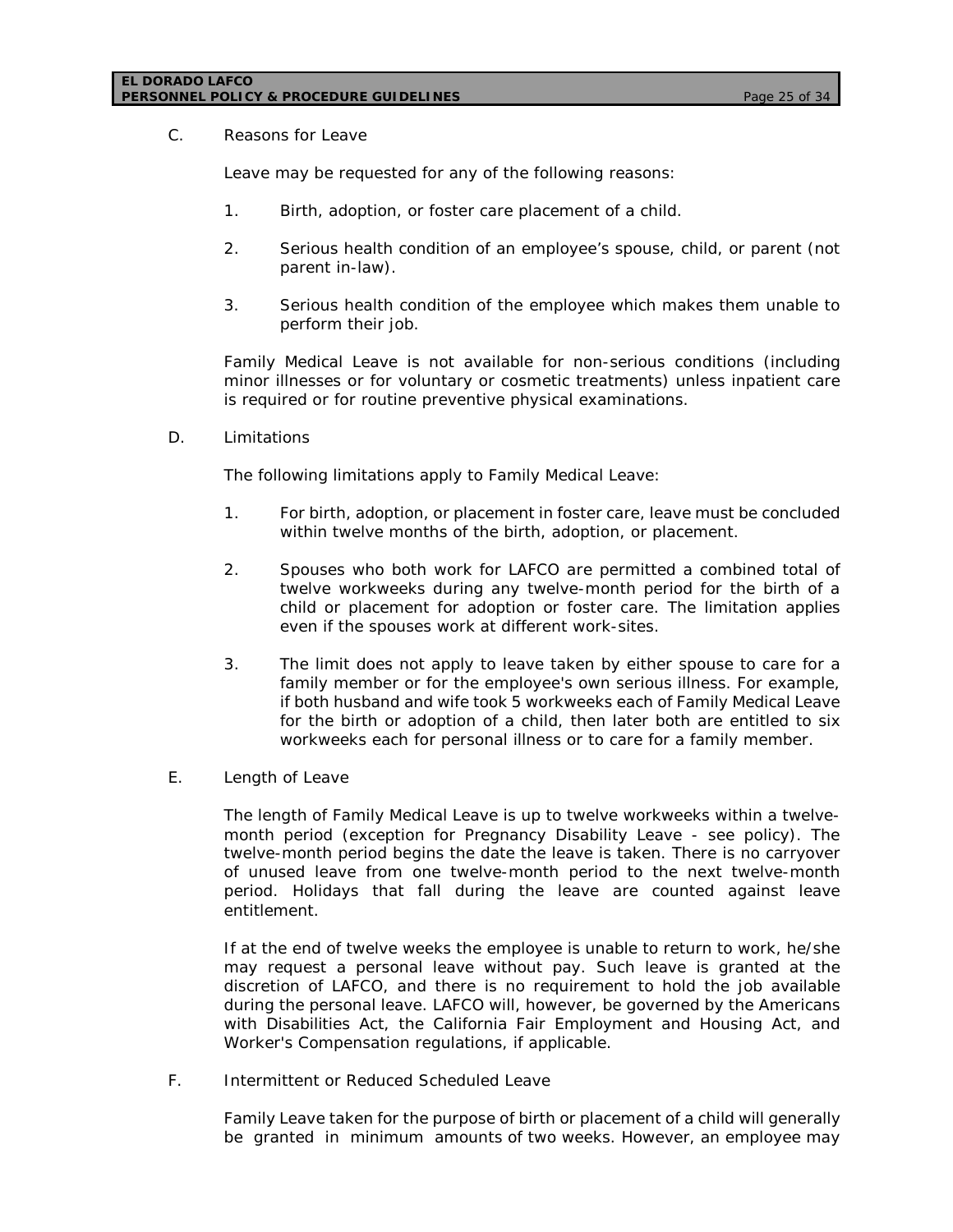C. Reasons for Leave

Leave may be requested for any of the following reasons:

1. Birth, adoption, or foster care placement of a child.

2. Serious health condition of an employee's spouse, child, or parent (not parent in-law).

3. Serious health condition of the employee which makes them unable to perform their job.

Family Medical Leave is not available for non-serious conditions (including minor illnesses or for voluntary or cosmetic treatments) unless inpatient care is required or for routine preventive physical examinations.

D. Limitations

The following limitations apply to Family Medical Leave:

1. For birth, adoption, or placement in foster care, leave must be concluded within twelve months of the birth, adoption, or placement.

2. Spouses who both work for LAFCO are permitted a combined total of twelve workweeks during any twelve-month period for the birth of a child or placement for adoption or foster care. The limitation applies even if the spouses work at different work-sites.

3. The limit does not apply to leave taken by either spouse to care for a family member or for the employee's own serious illness. For example, if both husband and wife took 5 workweeks each of Family Medical Leave for the birth or adoption of a child, then later both are entitled to six workweeks each for personal illness or to care for a family member.

E. Length of Leave

The length of Family Medical Leave is up to twelve workweeks within a twelve-month period (exception for Pregnancy Disability Leave - see policy). The twelve-month period begins the date the leave is taken. There is no carryover of unused leave from one twelve-month period to the next twelve-month period. Holidays that fall during the leave are counted against leave entitlement.

If at the end of twelve weeks the employee is unable to return to work, he/she may request a personal leave without pay. Such leave is granted at the discretion of LAFCO, and there is no requirement to hold the job available during the personal leave. LAFCO will, however, be governed by the Americans with Disabilities Act, the California Fair Employment and Housing Act, and Worker's Compensation regulations, if applicable.

F. Intermittent or Reduced Scheduled Leave

Family Leave taken for the purpose of birth or placement of a child will generally be granted in minimum amounts of two weeks. However, an employee may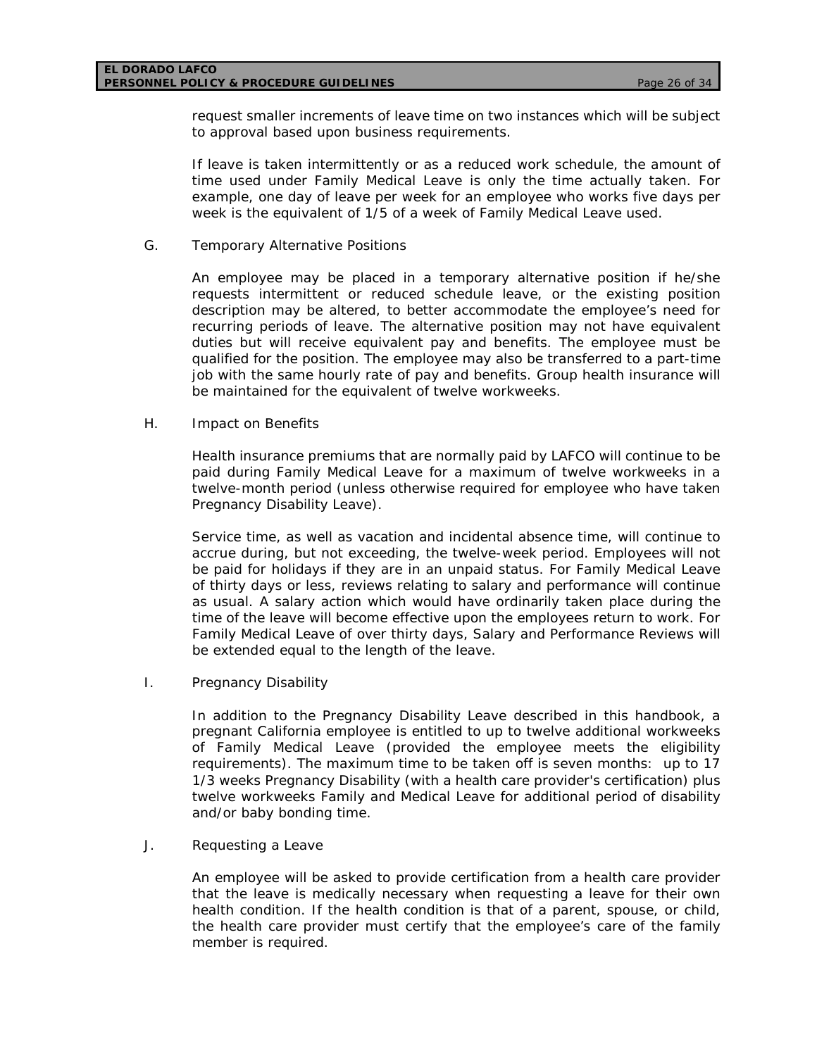request smaller increments of leave time on two instances which will be subject to approval based upon business requirements.

If leave is taken intermittently or as a reduced work schedule, the amount of time used under Family Medical Leave is only the time actually taken. For example, one day of leave per week for an employee who works five days per week is the equivalent of 1/5 of a week of Family Medical Leave used.

G. Temporary Alternative Positions

An employee may be placed in a temporary alternative position if he/she requests intermittent or reduced schedule leave, or the existing position description may be altered, to better accommodate the employee's need for recurring periods of leave. The alternative position may not have equivalent duties but will receive equivalent pay and benefits. The employee must be qualified for the position. The employee may also be transferred to a part-time job with the same hourly rate of pay and benefits. Group health insurance will be maintained for the equivalent of twelve workweeks.

H. Impact on Benefits

Health insurance premiums that are normally paid by LAFCO will continue to be paid during Family Medical Leave for a maximum of twelve workweeks in a twelve-month period (unless otherwise required for employee who have taken Pregnancy Disability Leave).

Service time, as well as vacation and incidental absence time, will continue to accrue during, but not exceeding, the twelve-week period. Employees will not be paid for holidays if they are in an unpaid status. For Family Medical Leave of thirty days or less, reviews relating to salary and performance will continue as usual. A salary action which would have ordinarily taken place during the time of the leave will become effective upon the employees return to work. For Family Medical Leave of over thirty days, Salary and Performance Reviews will be extended equal to the length of the leave.

I. Pregnancy Disability

In addition to the Pregnancy Disability Leave described in this handbook, a pregnant California employee is entitled to up to twelve additional workweeks of Family Medical Leave (provided the employee meets the eligibility requirements). The maximum time to be taken off is seven months: up to 17 1/3 weeks Pregnancy Disability (with a health care provider's certification) plus twelve workweeks Family and Medical Leave for additional period of disability and/or baby bonding time.

J. Requesting a Leave

An employee will be asked to provide certification from a health care provider that the leave is medically necessary when requesting a leave for their own health condition. If the health condition is that of a parent, spouse, or child, the health care provider must certify that the employee's care of the family member is required.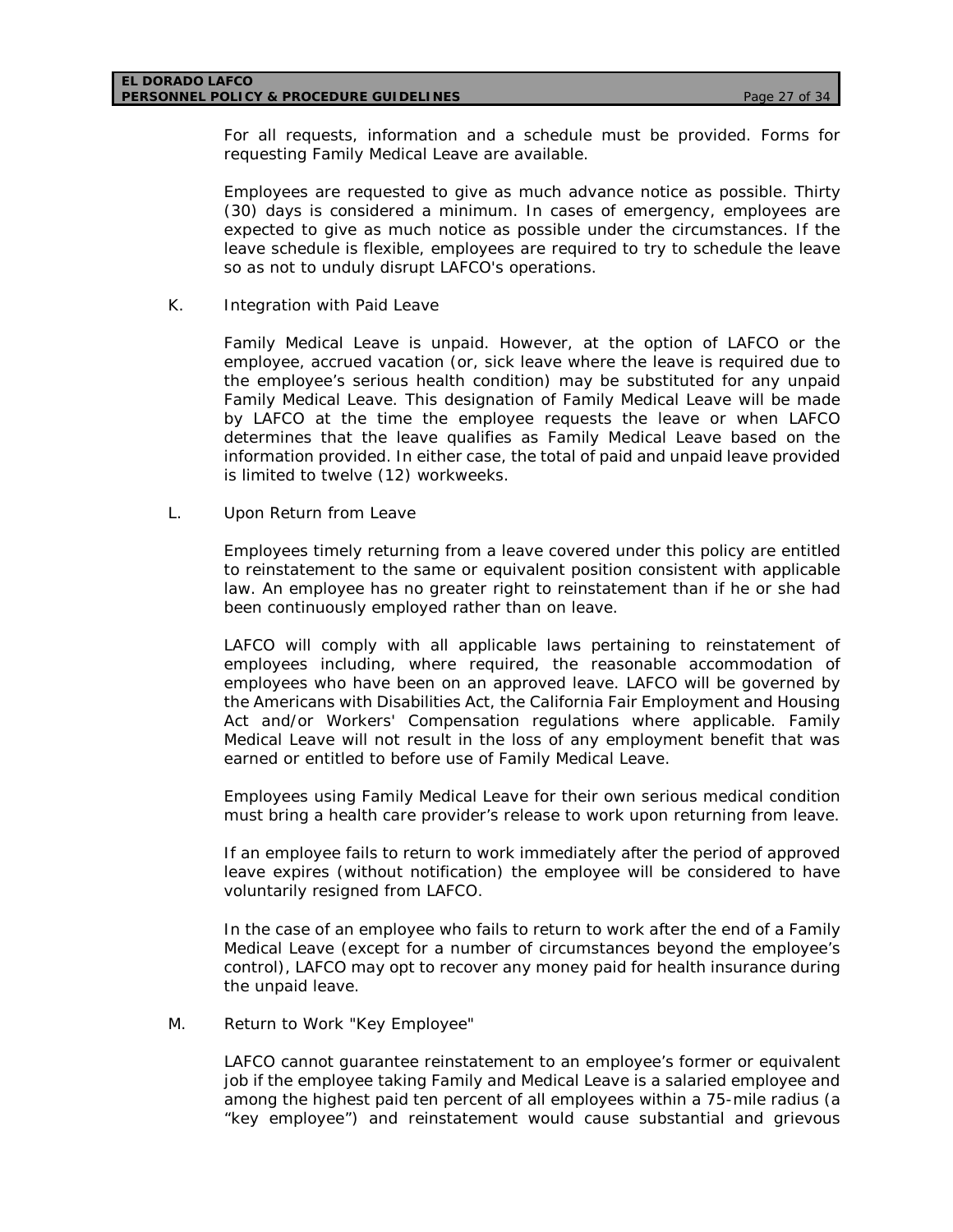For all requests, information and a schedule must be provided. Forms for requesting Family Medical Leave are available.

Employees are requested to give as much advance notice as possible. Thirty (30) days is considered a minimum. In cases of emergency, employees are expected to give as much notice as possible under the circumstances. If the leave schedule is flexible, employees are required to try to schedule the leave so as not to unduly disrupt LAFCO's operations.

K. Integration with Paid Leave

Family Medical Leave is unpaid. However, at the option of LAFCO or the employee, accrued vacation (or, sick leave where the leave is required due to the employee's serious health condition) may be substituted for any unpaid Family Medical Leave. This designation of Family Medical Leave will be made by LAFCO at the time the employee requests the leave or when LAFCO determines that the leave qualifies as Family Medical Leave based on the information provided. In either case, the total of paid and unpaid leave provided is limited to twelve (12) workweeks.

L. Upon Return from Leave

Employees timely returning from a leave covered under this policy are entitled to reinstatement to the same or equivalent position consistent with applicable law. An employee has no greater right to reinstatement than if he or she had been continuously employed rather than on leave.

LAFCO will comply with all applicable laws pertaining to reinstatement of employees including, where required, the reasonable accommodation of employees who have been on an approved leave. LAFCO will be governed by the Americans with Disabilities Act, the California Fair Employment and Housing Act and/or Workers' Compensation regulations where applicable. Family Medical Leave will not result in the loss of any employment benefit that was earned or entitled to before use of Family Medical Leave.

Employees using Family Medical Leave for their own serious medical condition must bring a health care provider's release to work upon returning from leave.

If an employee fails to return to work immediately after the period of approved leave expires (without notification) the employee will be considered to have voluntarily resigned from LAFCO.

In the case of an employee who fails to return to work after the end of a Family Medical Leave (except for a number of circumstances beyond the employee's control), LAFCO may opt to recover any money paid for health insurance during the unpaid leave.

M. Return to Work "Key Employee"

LAFCO cannot guarantee reinstatement to an employee's former or equivalent job if the employee taking Family and Medical Leave is a salaried employee and among the highest paid ten percent of all employees within a 75-mile radius (a "key employee") and reinstatement would cause substantial and grievous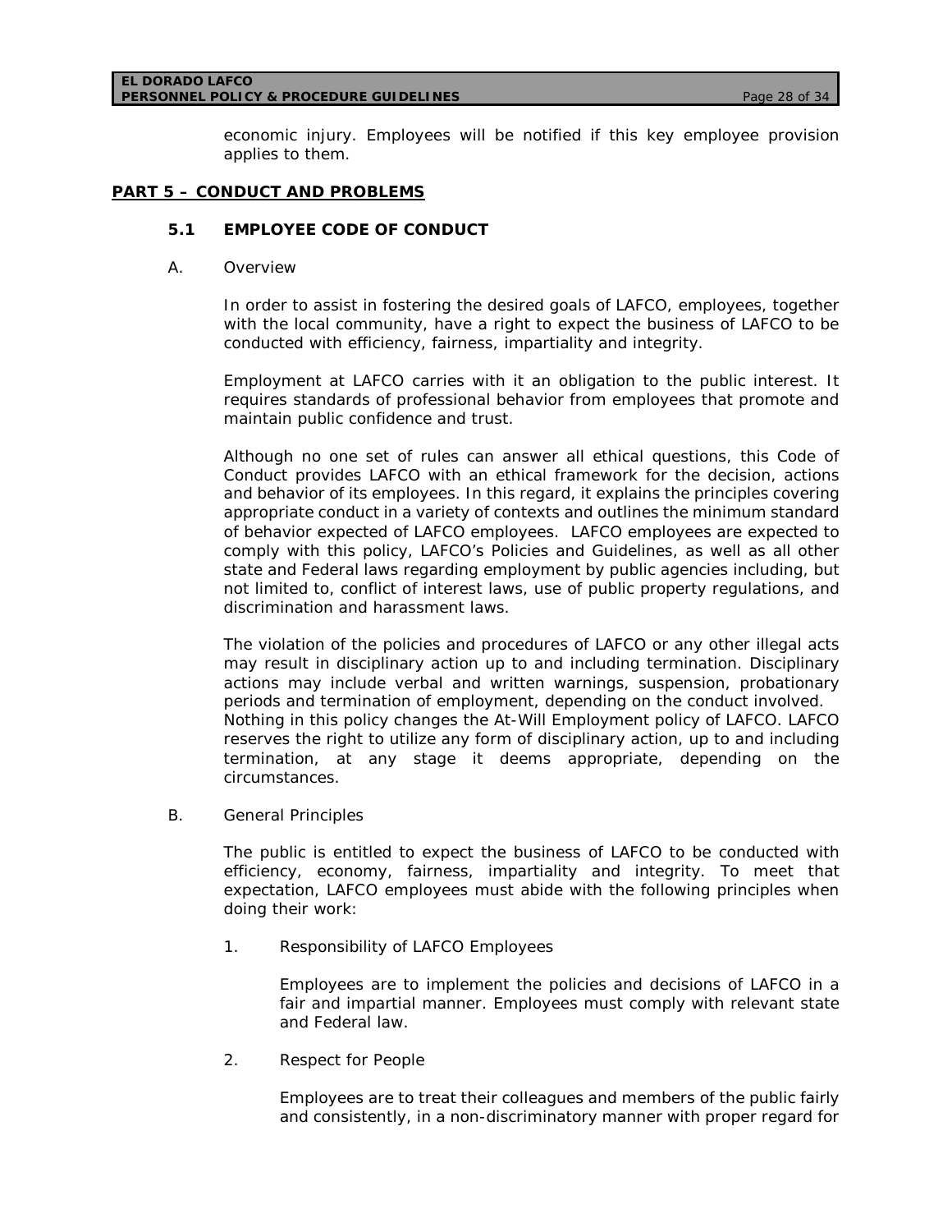economic injury. Employees will be notified if this key employee provision applies to them.

## PART 5 – CONDUCT AND PROBLEMS

### 5.1 EMPLOYEE CODE OF CONDUCT

A. Overview

In order to assist in fostering the desired goals of LAFCO, employees, together with the local community, have a right to expect the business of LAFCO to be conducted with efficiency, fairness, impartiality and integrity.

Employment at LAFCO carries with it an obligation to the public interest. It requires standards of professional behavior from employees that promote and maintain public confidence and trust.

Although no one set of rules can answer all ethical questions, this Code of Conduct provides LAFCO with an ethical framework for the decision, actions and behavior of its employees. In this regard, it explains the principles covering appropriate conduct in a variety of contexts and outlines the minimum standard of behavior expected of LAFCO employees. LAFCO employees are expected to comply with this policy, LAFCO's Policies and Guidelines, as well as all other state and Federal laws regarding employment by public agencies including, but not limited to, conflict of interest laws, use of public property regulations, and discrimination and harassment laws.

The violation of the policies and procedures of LAFCO or any other illegal acts may result in disciplinary action up to and including termination. Disciplinary actions may include verbal and written warnings, suspension, probationary periods and termination of employment, depending on the conduct involved. Nothing in this policy changes the At-Will Employment policy of LAFCO. LAFCO reserves the right to utilize any form of disciplinary action, up to and including termination, at any stage it deems appropriate, depending on the circumstances.

B. General Principles

The public is entitled to expect the business of LAFCO to be conducted with efficiency, economy, fairness, impartiality and integrity. To meet that expectation, LAFCO employees must abide with the following principles when doing their work:

1. Responsibility of LAFCO Employees

   Employees are to implement the policies and decisions of LAFCO in a fair and impartial manner. Employees must comply with relevant state and Federal law.

2. Respect for People

   Employees are to treat their colleagues and members of the public fairly and consistently, in a non-discriminatory manner with proper regard for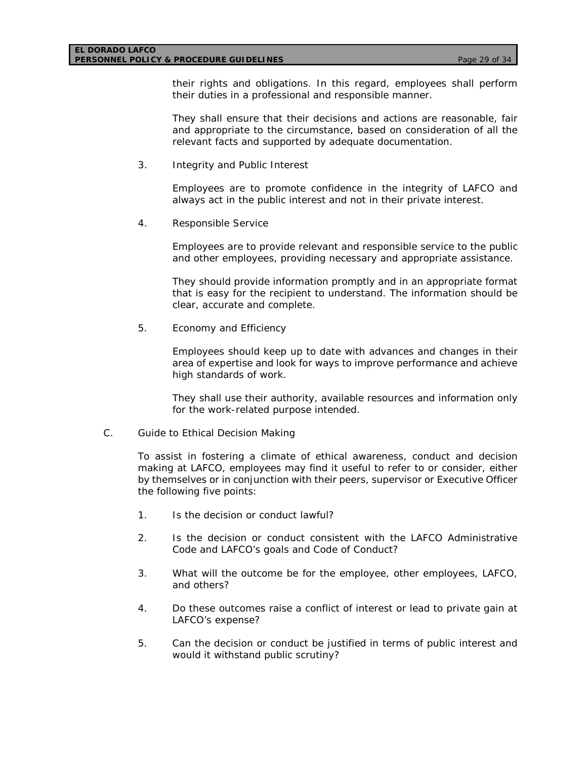their rights and obligations. In this regard, employees shall perform their duties in a professional and responsible manner.

They shall ensure that their decisions and actions are reasonable, fair and appropriate to the circumstance, based on consideration of all the relevant facts and supported by adequate documentation.

3. Integrity and Public Interest

   Employees are to promote confidence in the integrity of LAFCO and always act in the public interest and not in their private interest.

4. Responsible Service

   Employees are to provide relevant and responsible service to the public and other employees, providing necessary and appropriate assistance.

   They should provide information promptly and in an appropriate format that is easy for the recipient to understand. The information should be clear, accurate and complete.

5. Economy and Efficiency

   Employees should keep up to date with advances and changes in their area of expertise and look for ways to improve performance and achieve high standards of work.

   They shall use their authority, available resources and information only for the work-related purpose intended.

C. Guide to Ethical Decision Making

To assist in fostering a climate of ethical awareness, conduct and decision making at LAFCO, employees may find it useful to refer to or consider, either by themselves or in conjunction with their peers, supervisor or Executive Officer the following five points:

1. Is the decision or conduct lawful?

2. Is the decision or conduct consistent with the LAFCO Administrative Code and LAFCO's goals and Code of Conduct?

3. What will the outcome be for the employee, other employees, LAFCO, and others?

4. Do these outcomes raise a conflict of interest or lead to private gain at LAFCO's expense?

5. Can the decision or conduct be justified in terms of public interest and would it withstand public scrutiny?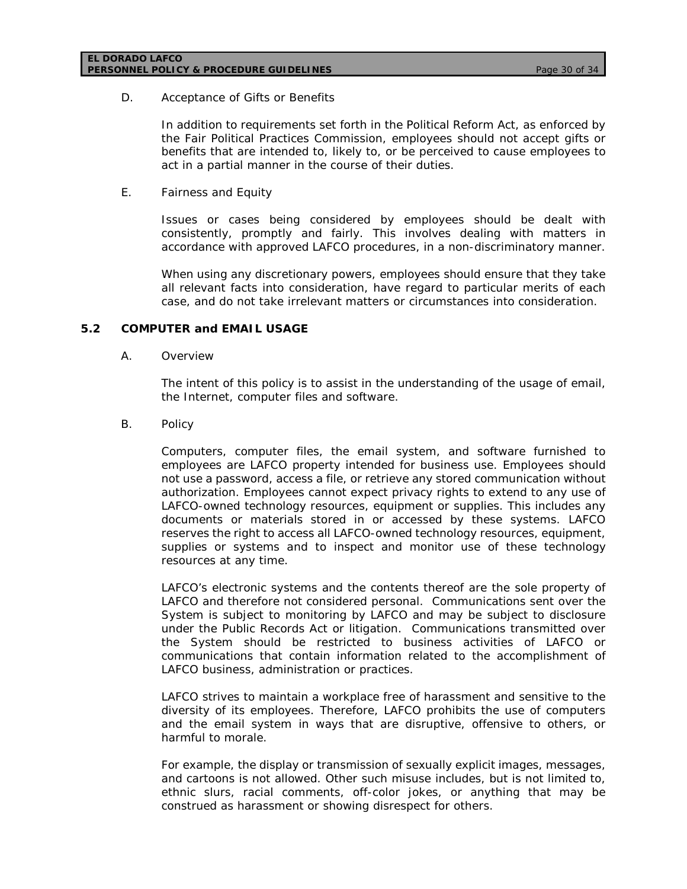D. Acceptance of Gifts or Benefits

In addition to requirements set forth in the Political Reform Act, as enforced by the Fair Political Practices Commission, employees should not accept gifts or benefits that are intended to, likely to, or be perceived to cause employees to act in a partial manner in the course of their duties.

E. Fairness and Equity

Issues or cases being considered by employees should be dealt with consistently, promptly and fairly. This involves dealing with matters in accordance with approved LAFCO procedures, in a non-discriminatory manner.

When using any discretionary powers, employees should ensure that they take all relevant facts into consideration, have regard to particular merits of each case, and do not take irrelevant matters or circumstances into consideration.

## 5.2 COMPUTER and EMAIL USAGE

A. Overview

The intent of this policy is to assist in the understanding of the usage of email, the Internet, computer files and software.

B. Policy

Computers, computer files, the email system, and software furnished to employees are LAFCO property intended for business use. Employees should not use a password, access a file, or retrieve any stored communication without authorization. Employees cannot expect privacy rights to extend to any use of LAFCO-owned technology resources, equipment or supplies. This includes any documents or materials stored in or accessed by these systems. LAFCO reserves the right to access all LAFCO-owned technology resources, equipment, supplies or systems and to inspect and monitor use of these technology resources at any time.

LAFCO's electronic systems and the contents thereof are the sole property of LAFCO and therefore not considered personal. Communications sent over the System is subject to monitoring by LAFCO and may be subject to disclosure under the Public Records Act or litigation. Communications transmitted over the System should be restricted to business activities of LAFCO or communications that contain information related to the accomplishment of LAFCO business, administration or practices.

LAFCO strives to maintain a workplace free of harassment and sensitive to the diversity of its employees. Therefore, LAFCO prohibits the use of computers and the email system in ways that are disruptive, offensive to others, or harmful to morale.

For example, the display or transmission of sexually explicit images, messages, and cartoons is not allowed. Other such misuse includes, but is not limited to, ethnic slurs, racial comments, off-color jokes, or anything that may be construed as harassment or showing disrespect for others.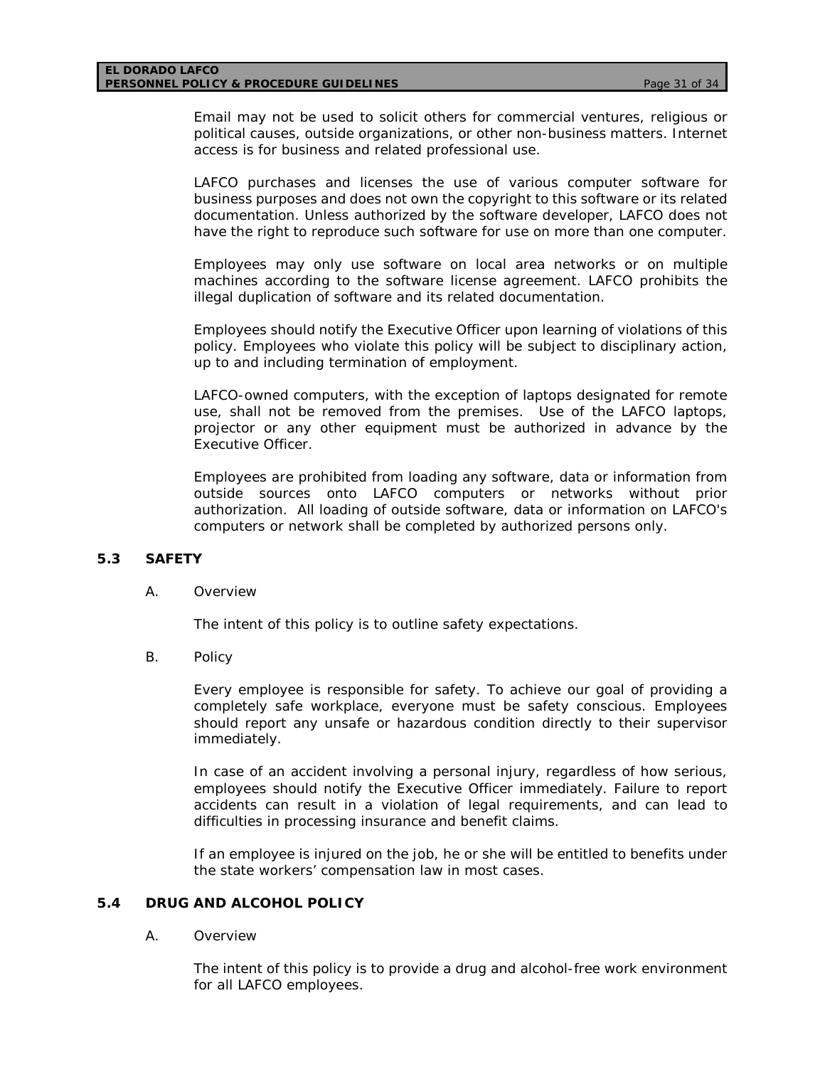Email may not be used to solicit others for commercial ventures, religious or political causes, outside organizations, or other non-business matters. Internet access is for business and related professional use.

LAFCO purchases and licenses the use of various computer software for business purposes and does not own the copyright to this software or its related documentation. Unless authorized by the software developer, LAFCO does not have the right to reproduce such software for use on more than one computer.

Employees may only use software on local area networks or on multiple machines according to the software license agreement. LAFCO prohibits the illegal duplication of software and its related documentation.

Employees should notify the Executive Officer upon learning of violations of this policy. Employees who violate this policy will be subject to disciplinary action, up to and including termination of employment.

LAFCO-owned computers, with the exception of laptops designated for remote use, shall not be removed from the premises. Use of the LAFCO laptops, projector or any other equipment must be authorized in advance by the Executive Officer.

Employees are prohibited from loading any software, data or information from outside sources onto LAFCO computers or networks without prior authorization. All loading of outside software, data or information on LAFCO's computers or network shall be completed by authorized persons only.

## 5.3 SAFETY

A. Overview

The intent of this policy is to outline safety expectations.

B. Policy

Every employee is responsible for safety. To achieve our goal of providing a completely safe workplace, everyone must be safety conscious. Employees should report any unsafe or hazardous condition directly to their supervisor immediately.

In case of an accident involving a personal injury, regardless of how serious, employees should notify the Executive Officer immediately. Failure to report accidents can result in a violation of legal requirements, and can lead to difficulties in processing insurance and benefit claims.

If an employee is injured on the job, he or she will be entitled to benefits under the state workers' compensation law in most cases.

## 5.4 DRUG AND ALCOHOL POLICY

A. Overview

The intent of this policy is to provide a drug and alcohol-free work environment for all LAFCO employees.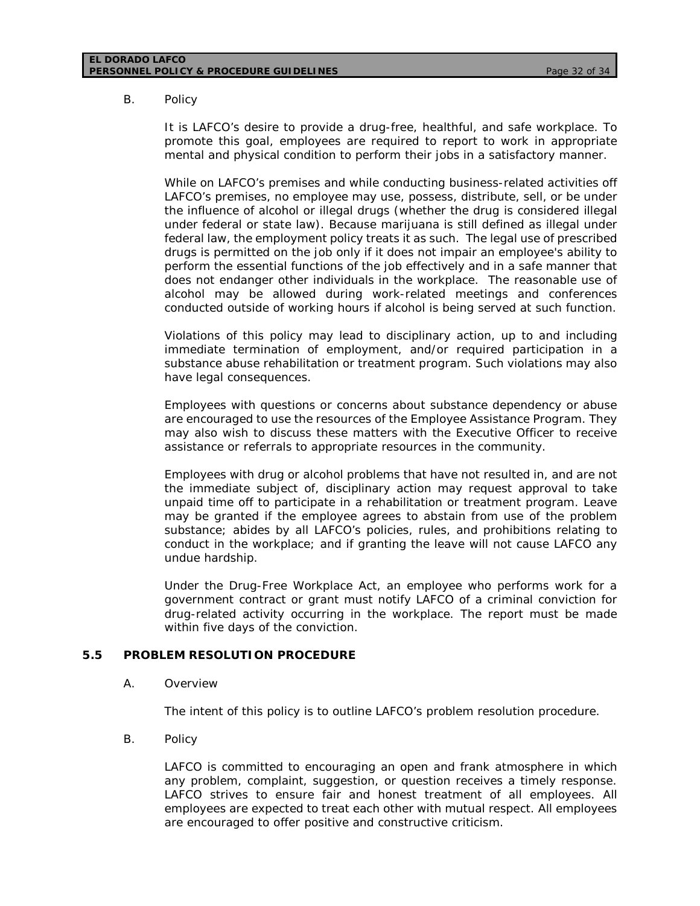B. Policy

It is LAFCO's desire to provide a drug-free, healthful, and safe workplace. To promote this goal, employees are required to report to work in appropriate mental and physical condition to perform their jobs in a satisfactory manner.

While on LAFCO's premises and while conducting business-related activities off LAFCO's premises, no employee may use, possess, distribute, sell, or be under the influence of alcohol or illegal drugs (whether the drug is considered illegal under federal or state law). Because marijuana is still defined as illegal under federal law, the employment policy treats it as such. The legal use of prescribed drugs is permitted on the job only if it does not impair an employee's ability to perform the essential functions of the job effectively and in a safe manner that does not endanger other individuals in the workplace. The reasonable use of alcohol may be allowed during work-related meetings and conferences conducted outside of working hours if alcohol is being served at such function.

Violations of this policy may lead to disciplinary action, up to and including immediate termination of employment, and/or required participation in a substance abuse rehabilitation or treatment program. Such violations may also have legal consequences.

Employees with questions or concerns about substance dependency or abuse are encouraged to use the resources of the Employee Assistance Program. They may also wish to discuss these matters with the Executive Officer to receive assistance or referrals to appropriate resources in the community.

Employees with drug or alcohol problems that have not resulted in, and are not the immediate subject of, disciplinary action may request approval to take unpaid time off to participate in a rehabilitation or treatment program. Leave may be granted if the employee agrees to abstain from use of the problem substance; abides by all LAFCO's policies, rules, and prohibitions relating to conduct in the workplace; and if granting the leave will not cause LAFCO any undue hardship.

Under the Drug-Free Workplace Act, an employee who performs work for a government contract or grant must notify LAFCO of a criminal conviction for drug-related activity occurring in the workplace. The report must be made within five days of the conviction.

## 5.5 PROBLEM RESOLUTION PROCEDURE

A. Overview

The intent of this policy is to outline LAFCO's problem resolution procedure.

B. Policy

LAFCO is committed to encouraging an open and frank atmosphere in which any problem, complaint, suggestion, or question receives a timely response. LAFCO strives to ensure fair and honest treatment of all employees. All employees are expected to treat each other with mutual respect. All employees are encouraged to offer positive and constructive criticism.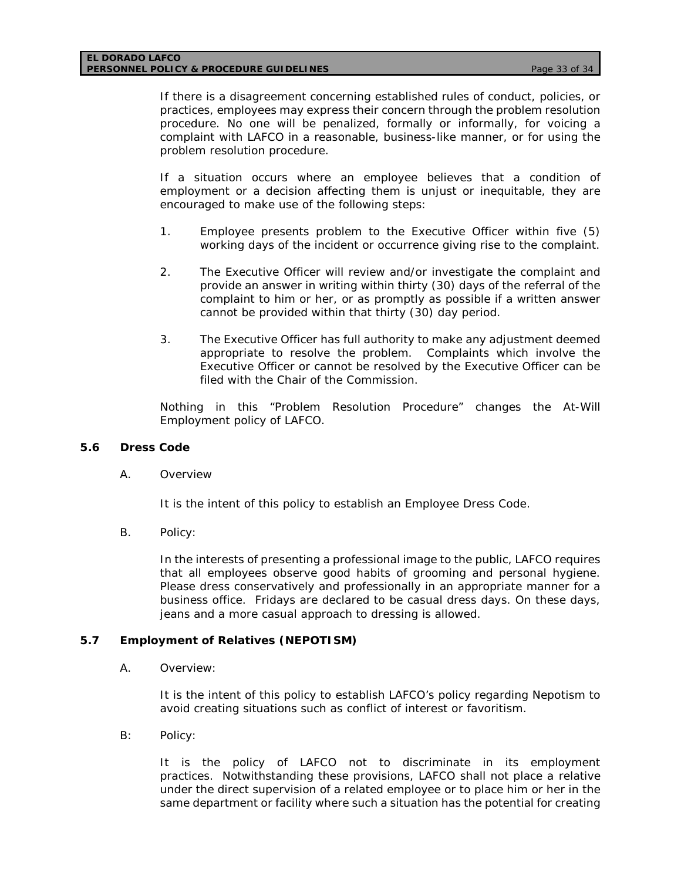If there is a disagreement concerning established rules of conduct, policies, or practices, employees may express their concern through the problem resolution procedure. No one will be penalized, formally or informally, for voicing a complaint with LAFCO in a reasonable, business-like manner, or for using the problem resolution procedure.

If a situation occurs where an employee believes that a condition of employment or a decision affecting them is unjust or inequitable, they are encouraged to make use of the following steps:

1. Employee presents problem to the Executive Officer within five (5) working days of the incident or occurrence giving rise to the complaint.

2. The Executive Officer will review and/or investigate the complaint and provide an answer in writing within thirty (30) days of the referral of the complaint to him or her, or as promptly as possible if a written answer cannot be provided within that thirty (30) day period.

3. The Executive Officer has full authority to make any adjustment deemed appropriate to resolve the problem. Complaints which involve the Executive Officer or cannot be resolved by the Executive Officer can be filed with the Chair of the Commission.

Nothing in this "Problem Resolution Procedure" changes the At-Will Employment policy of LAFCO.

### 5.6 Dress Code

A. Overview

It is the intent of this policy to establish an Employee Dress Code.

B. Policy:

In the interests of presenting a professional image to the public, LAFCO requires that all employees observe good habits of grooming and personal hygiene. Please dress conservatively and professionally in an appropriate manner for a business office. Fridays are declared to be casual dress days. On these days, jeans and a more casual approach to dressing is allowed.

### 5.7 Employment of Relatives (NEPOTISM)

A. Overview:

It is the intent of this policy to establish LAFCO's policy regarding Nepotism to avoid creating situations such as conflict of interest or favoritism.

B: Policy:

It is the policy of LAFCO not to discriminate in its employment practices. Notwithstanding these provisions, LAFCO shall not place a relative under the direct supervision of a related employee or to place him or her in the same department or facility where such a situation has the potential for creating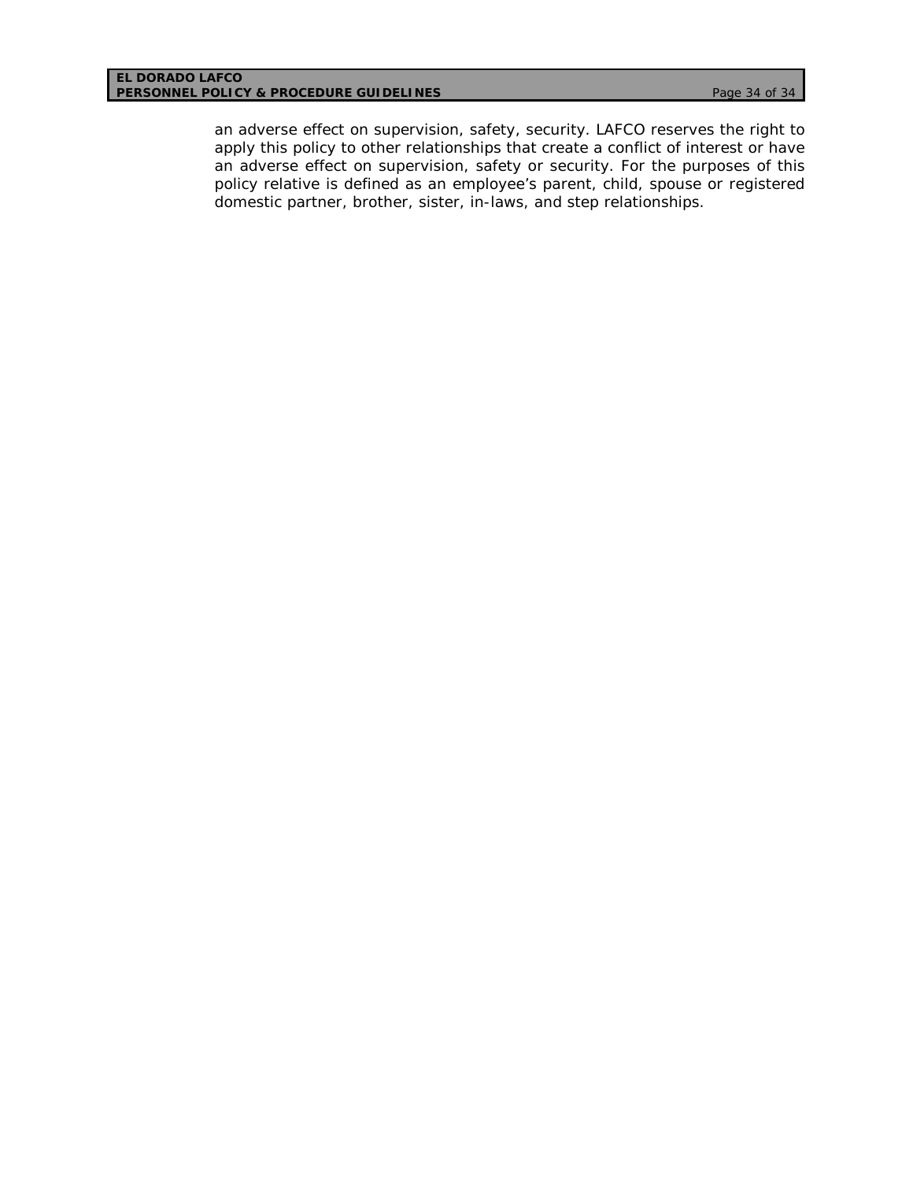an adverse effect on supervision, safety, security. LAFCO reserves the right to apply this policy to other relationships that create a conflict of interest or have an adverse effect on supervision, safety or security. For the purposes of this policy relative is defined as an employee's parent, child, spouse or registered domestic partner, brother, sister, in-laws, and step relationships.